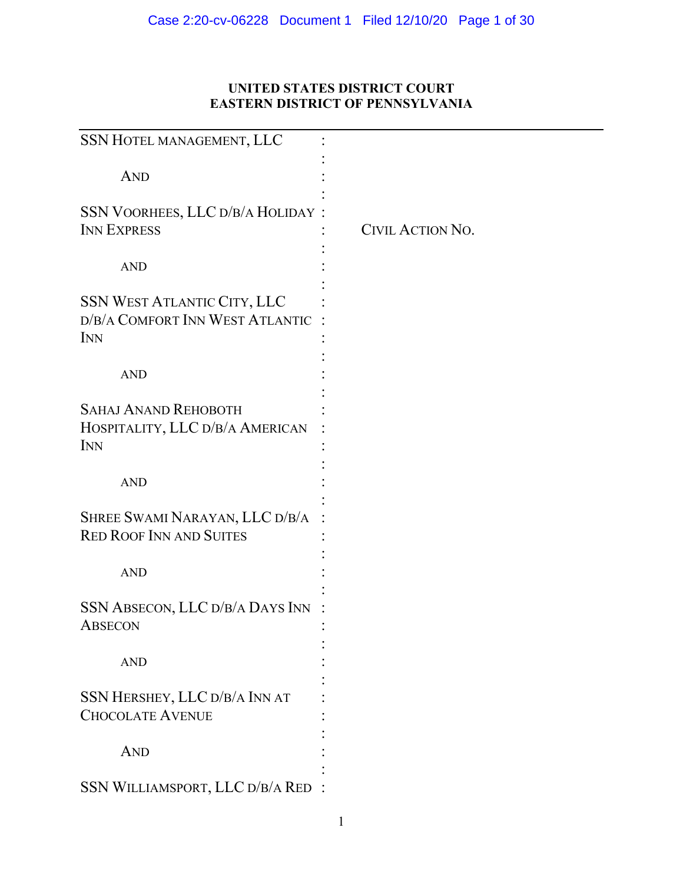**UNITED STATES DISTRICT COURT**
**EASTERN DISTRICT OF PENNSYLVANIA**

---

SSN HOTEL MANAGEMENT, LLC :

AND :

SSN VOORHEES, LLC D/B/A HOLIDAY INN EXPRESS :

AND :

SSN WEST ATLANTIC CITY, LLC D/B/A COMFORT INN WEST ATLANTIC INN :

AND :

SAHAJ ANAND REHOBOTH HOSPITALITY, LLC D/B/A AMERICAN INN :

AND :

SHREE SWAMI NARAYAN, LLC D/B/A RED ROOF INN AND SUITES :

AND :

SSN ABSECON, LLC D/B/A DAYS INN ABSECON :

AND :

SSN HERSHEY, LLC D/B/A INN AT CHOCOLATE AVENUE :

AND :

SSN WILLIAMSPORT, LLC D/B/A RED :

CIVIL ACTION NO.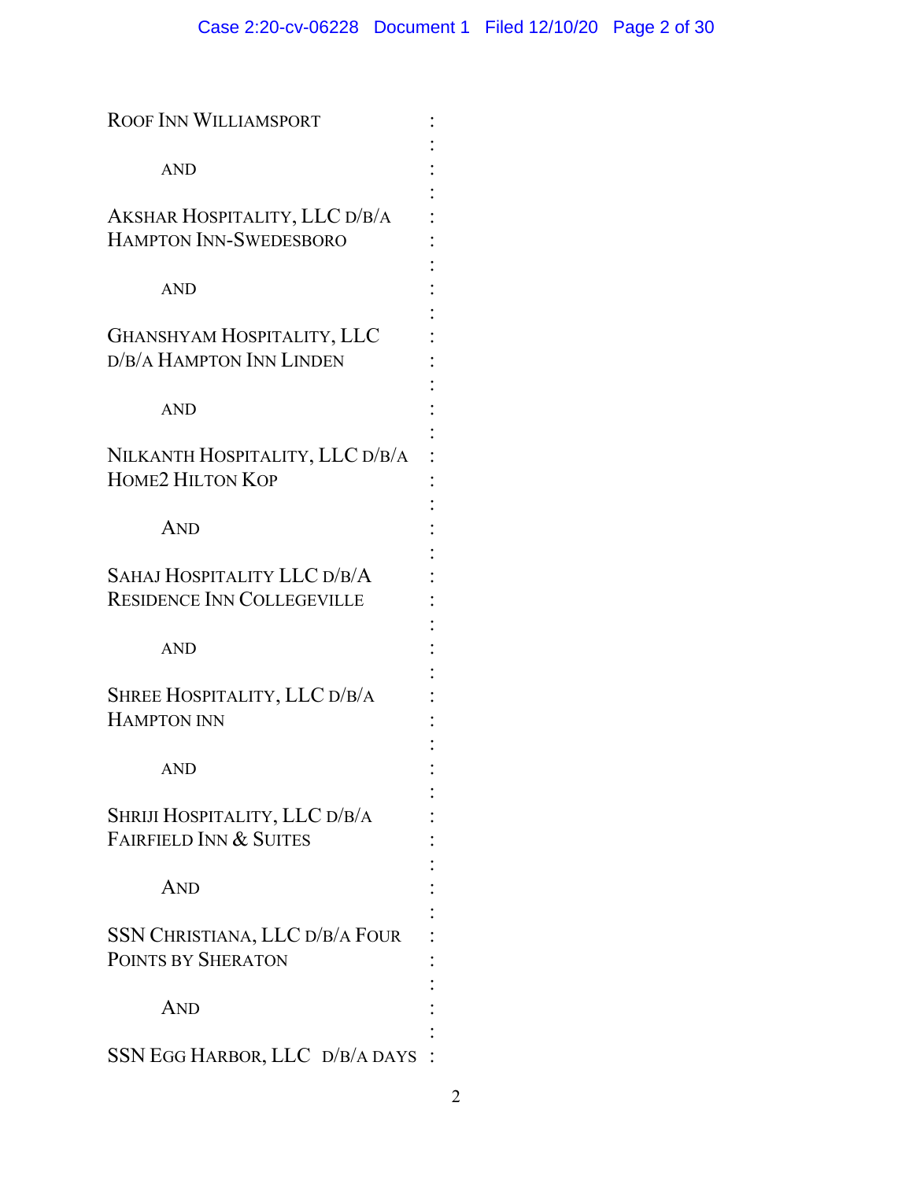ROOF INN WILLIAMSPORT :

AND :

AKSHAR HOSPITALITY, LLC D/B/A HAMPTON INN-SWEDESBORO :

AND :

GHANSHYAM HOSPITALITY, LLC D/B/A HAMPTON INN LINDEN :

AND :

NILKANTH HOSPITALITY, LLC D/B/A HOME2 HILTON KOP :

AND :

SAHAJ HOSPITALITY LLC D/B/A RESIDENCE INN COLLEGEVILLE :

AND :

SHREE HOSPITALITY, LLC D/B/A HAMPTON INN :

AND :

SHRIJI HOSPITALITY, LLC D/B/A FAIRFIELD INN & SUITES :

AND :

SSN CHRISTIANA, LLC D/B/A FOUR POINTS BY SHERATON :

AND :

SSN EGG HARBOR, LLC D/B/A DAYS :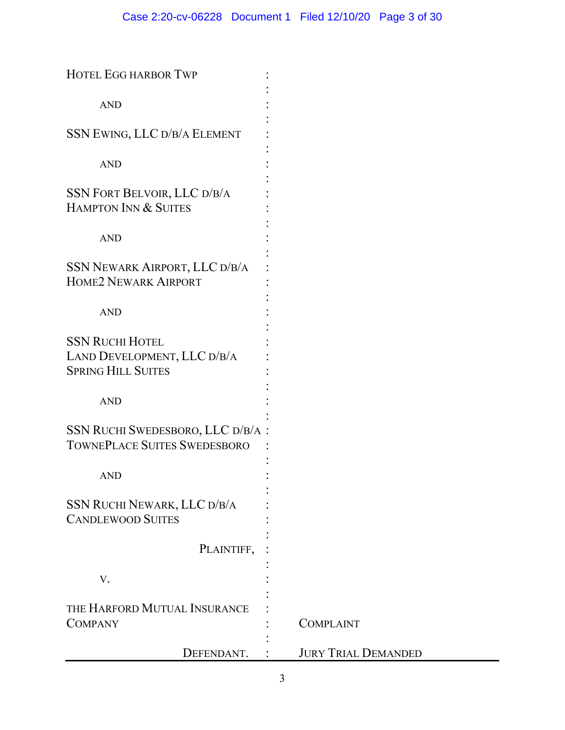HOTEL EGG HARBOR TWP :

AND :

SSN EWING, LLC D/B/A ELEMENT :

AND :

SSN FORT BELVOIR, LLC D/B/A HAMPTON INN & SUITES :

AND :

SSN NEWARK AIRPORT, LLC D/B/A HOME2 NEWARK AIRPORT :

AND :

SSN RUCHI HOTEL LAND DEVELOPMENT, LLC D/B/A SPRING HILL SUITES :

AND :

SSN RUCHI SWEDESBORO, LLC D/B/A TOWNEPLACE SUITES SWEDESBORO :

AND :

SSN RUCHI NEWARK, LLC D/B/A CANDLEWOOD SUITES :

PLAINTIFF, :

V. :

THE HARFORD MUTUAL INSURANCE COMPANY : COMPLAINT

DEFENDANT. : JURY TRIAL DEMANDED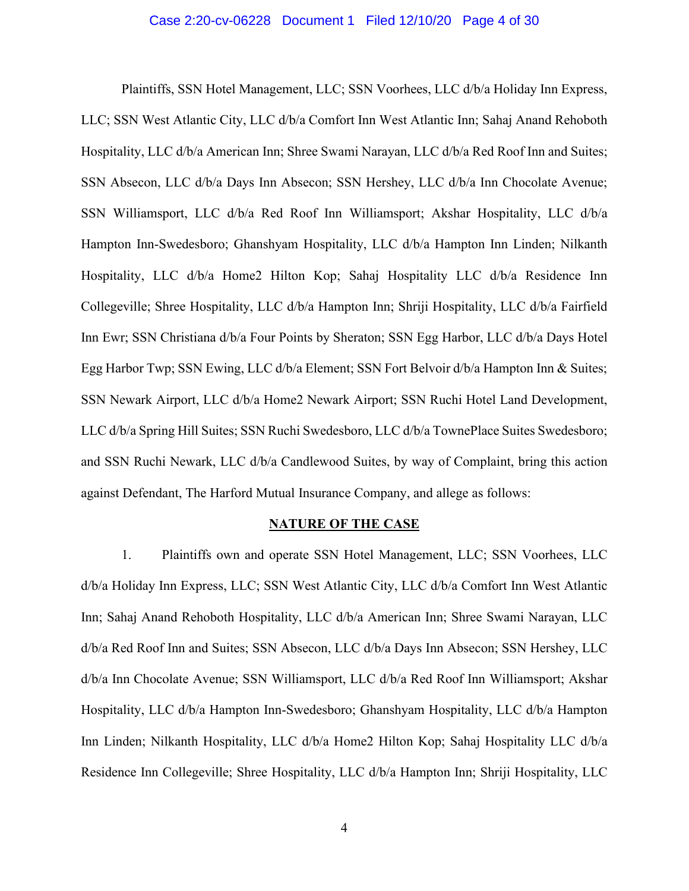Plaintiffs, SSN Hotel Management, LLC; SSN Voorhees, LLC d/b/a Holiday Inn Express, LLC; SSN West Atlantic City, LLC d/b/a Comfort Inn West Atlantic Inn; Sahaj Anand Rehoboth Hospitality, LLC d/b/a American Inn; Shree Swami Narayan, LLC d/b/a Red Roof Inn and Suites; SSN Absecon, LLC d/b/a Days Inn Absecon; SSN Hershey, LLC d/b/a Inn Chocolate Avenue; SSN Williamsport, LLC d/b/a Red Roof Inn Williamsport; Akshar Hospitality, LLC d/b/a Hampton Inn-Swedesboro; Ghanshyam Hospitality, LLC d/b/a Hampton Inn Linden; Nilkanth Hospitality, LLC d/b/a Home2 Hilton Kop; Sahaj Hospitality LLC d/b/a Residence Inn Collegeville; Shree Hospitality, LLC d/b/a Hampton Inn; Shriji Hospitality, LLC d/b/a Fairfield Inn Ewr; SSN Christiana d/b/a Four Points by Sheraton; SSN Egg Harbor, LLC d/b/a Days Hotel Egg Harbor Twp; SSN Ewing, LLC d/b/a Element; SSN Fort Belvoir d/b/a Hampton Inn & Suites; SSN Newark Airport, LLC d/b/a Home2 Newark Airport; SSN Ruchi Hotel Land Development, LLC d/b/a Spring Hill Suites; SSN Ruchi Swedesboro, LLC d/b/a TownePlace Suites Swedesboro; and SSN Ruchi Newark, LLC d/b/a Candlewood Suites, by way of Complaint, bring this action against Defendant, The Harford Mutual Insurance Company, and allege as follows:

## NATURE OF THE CASE

1. Plaintiffs own and operate SSN Hotel Management, LLC; SSN Voorhees, LLC d/b/a Holiday Inn Express, LLC; SSN West Atlantic City, LLC d/b/a Comfort Inn West Atlantic Inn; Sahaj Anand Rehoboth Hospitality, LLC d/b/a American Inn; Shree Swami Narayan, LLC d/b/a Red Roof Inn and Suites; SSN Absecon, LLC d/b/a Days Inn Absecon; SSN Hershey, LLC d/b/a Inn Chocolate Avenue; SSN Williamsport, LLC d/b/a Red Roof Inn Williamsport; Akshar Hospitality, LLC d/b/a Hampton Inn-Swedesboro; Ghanshyam Hospitality, LLC d/b/a Hampton Inn Linden; Nilkanth Hospitality, LLC d/b/a Home2 Hilton Kop; Sahaj Hospitality LLC d/b/a Residence Inn Collegeville; Shree Hospitality, LLC d/b/a Hampton Inn; Shriji Hospitality, LLC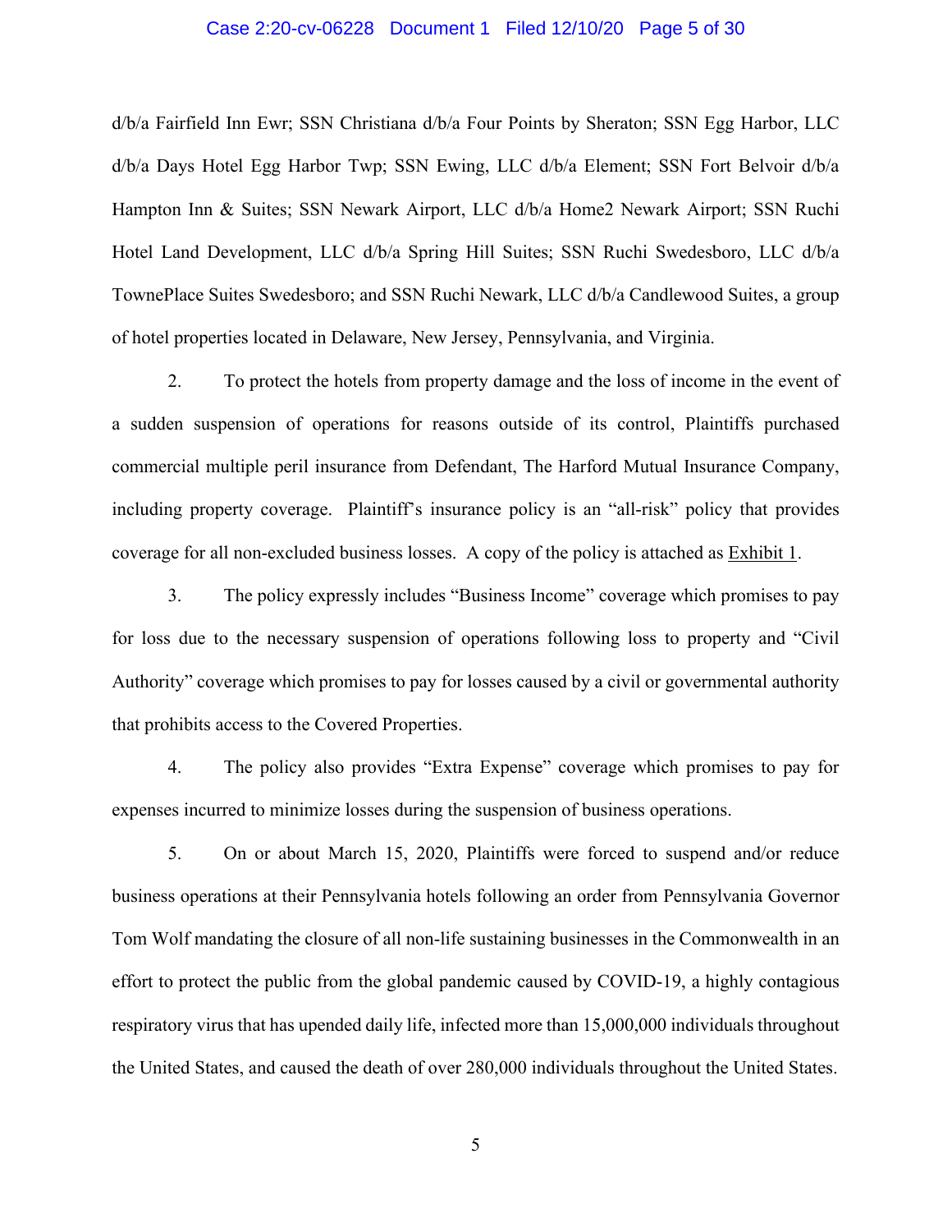d/b/a Fairfield Inn Ewr; SSN Christiana d/b/a Four Points by Sheraton; SSN Egg Harbor, LLC d/b/a Days Hotel Egg Harbor Twp; SSN Ewing, LLC d/b/a Element; SSN Fort Belvoir d/b/a Hampton Inn & Suites; SSN Newark Airport, LLC d/b/a Home2 Newark Airport; SSN Ruchi Hotel Land Development, LLC d/b/a Spring Hill Suites; SSN Ruchi Swedesboro, LLC d/b/a TownePlace Suites Swedesboro; and SSN Ruchi Newark, LLC d/b/a Candlewood Suites, a group of hotel properties located in Delaware, New Jersey, Pennsylvania, and Virginia.

2. To protect the hotels from property damage and the loss of income in the event of a sudden suspension of operations for reasons outside of its control, Plaintiffs purchased commercial multiple peril insurance from Defendant, The Harford Mutual Insurance Company, including property coverage. Plaintiff's insurance policy is an "all-risk" policy that provides coverage for all non-excluded business losses. A copy of the policy is attached as Exhibit 1.

3. The policy expressly includes "Business Income" coverage which promises to pay for loss due to the necessary suspension of operations following loss to property and "Civil Authority" coverage which promises to pay for losses caused by a civil or governmental authority that prohibits access to the Covered Properties.

4. The policy also provides "Extra Expense" coverage which promises to pay for expenses incurred to minimize losses during the suspension of business operations.

5. On or about March 15, 2020, Plaintiffs were forced to suspend and/or reduce business operations at their Pennsylvania hotels following an order from Pennsylvania Governor Tom Wolf mandating the closure of all non-life sustaining businesses in the Commonwealth in an effort to protect the public from the global pandemic caused by COVID-19, a highly contagious respiratory virus that has upended daily life, infected more than 15,000,000 individuals throughout the United States, and caused the death of over 280,000 individuals throughout the United States.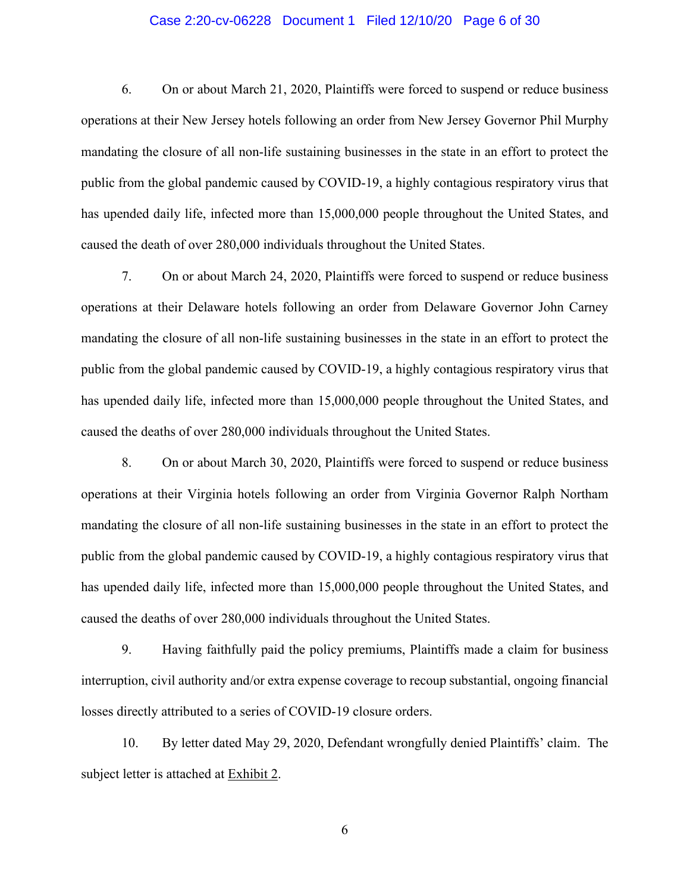6. On or about March 21, 2020, Plaintiffs were forced to suspend or reduce business operations at their New Jersey hotels following an order from New Jersey Governor Phil Murphy mandating the closure of all non-life sustaining businesses in the state in an effort to protect the public from the global pandemic caused by COVID-19, a highly contagious respiratory virus that has upended daily life, infected more than 15,000,000 people throughout the United States, and caused the death of over 280,000 individuals throughout the United States.

7. On or about March 24, 2020, Plaintiffs were forced to suspend or reduce business operations at their Delaware hotels following an order from Delaware Governor John Carney mandating the closure of all non-life sustaining businesses in the state in an effort to protect the public from the global pandemic caused by COVID-19, a highly contagious respiratory virus that has upended daily life, infected more than 15,000,000 people throughout the United States, and caused the deaths of over 280,000 individuals throughout the United States.

8. On or about March 30, 2020, Plaintiffs were forced to suspend or reduce business operations at their Virginia hotels following an order from Virginia Governor Ralph Northam mandating the closure of all non-life sustaining businesses in the state in an effort to protect the public from the global pandemic caused by COVID-19, a highly contagious respiratory virus that has upended daily life, infected more than 15,000,000 people throughout the United States, and caused the deaths of over 280,000 individuals throughout the United States.

9. Having faithfully paid the policy premiums, Plaintiffs made a claim for business interruption, civil authority and/or extra expense coverage to recoup substantial, ongoing financial losses directly attributed to a series of COVID-19 closure orders.

10. By letter dated May 29, 2020, Defendant wrongfully denied Plaintiffs' claim. The subject letter is attached at Exhibit 2.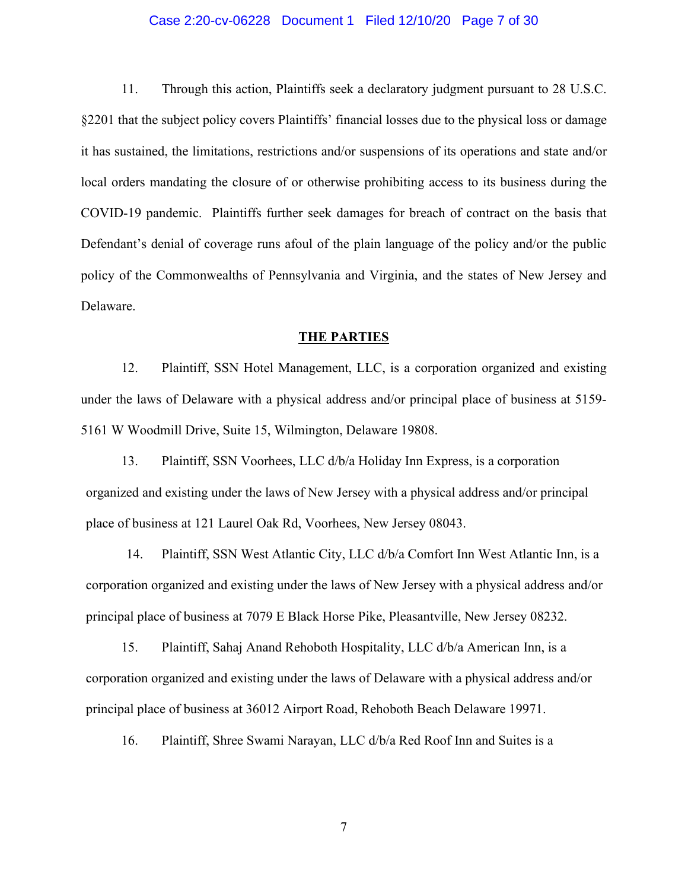11. Through this action, Plaintiffs seek a declaratory judgment pursuant to 28 U.S.C. §2201 that the subject policy covers Plaintiffs' financial losses due to the physical loss or damage it has sustained, the limitations, restrictions and/or suspensions of its operations and state and/or local orders mandating the closure of or otherwise prohibiting access to its business during the COVID-19 pandemic. Plaintiffs further seek damages for breach of contract on the basis that Defendant's denial of coverage runs afoul of the plain language of the policy and/or the public policy of the Commonwealths of Pennsylvania and Virginia, and the states of New Jersey and Delaware.

## THE PARTIES

12. Plaintiff, SSN Hotel Management, LLC, is a corporation organized and existing under the laws of Delaware with a physical address and/or principal place of business at 5159-5161 W Woodmill Drive, Suite 15, Wilmington, Delaware 19808.

13. Plaintiff, SSN Voorhees, LLC d/b/a Holiday Inn Express, is a corporation organized and existing under the laws of New Jersey with a physical address and/or principal place of business at 121 Laurel Oak Rd, Voorhees, New Jersey 08043.

14. Plaintiff, SSN West Atlantic City, LLC d/b/a Comfort Inn West Atlantic Inn, is a corporation organized and existing under the laws of New Jersey with a physical address and/or principal place of business at 7079 E Black Horse Pike, Pleasantville, New Jersey 08232.

15. Plaintiff, Sahaj Anand Rehoboth Hospitality, LLC d/b/a American Inn, is a corporation organized and existing under the laws of Delaware with a physical address and/or principal place of business at 36012 Airport Road, Rehoboth Beach Delaware 19971.

16. Plaintiff, Shree Swami Narayan, LLC d/b/a Red Roof Inn and Suites is a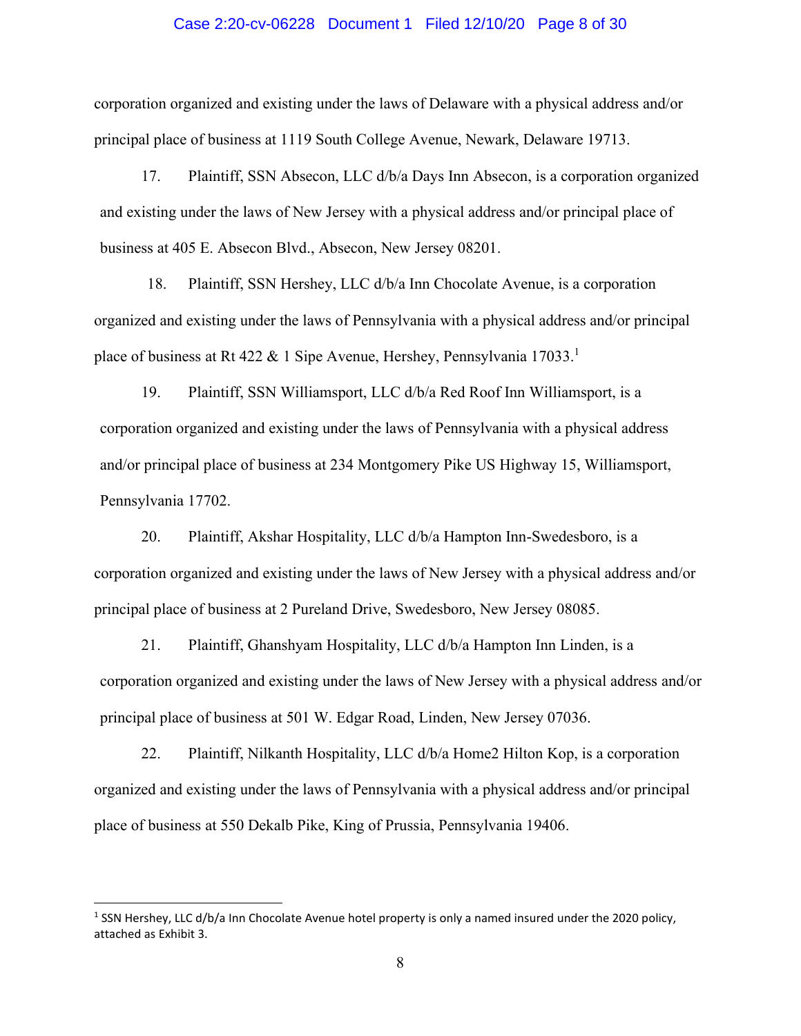corporation organized and existing under the laws of Delaware with a physical address and/or principal place of business at 1119 South College Avenue, Newark, Delaware 19713.

17. Plaintiff, SSN Absecon, LLC d/b/a Days Inn Absecon, is a corporation organized and existing under the laws of New Jersey with a physical address and/or principal place of business at 405 E. Absecon Blvd., Absecon, New Jersey 08201.

18. Plaintiff, SSN Hershey, LLC d/b/a Inn Chocolate Avenue, is a corporation organized and existing under the laws of Pennsylvania with a physical address and/or principal place of business at Rt 422 & 1 Sipe Avenue, Hershey, Pennsylvania 17033.[1]

19. Plaintiff, SSN Williamsport, LLC d/b/a Red Roof Inn Williamsport, is a corporation organized and existing under the laws of Pennsylvania with a physical address and/or principal place of business at 234 Montgomery Pike US Highway 15, Williamsport, Pennsylvania 17702.

20. Plaintiff, Akshar Hospitality, LLC d/b/a Hampton Inn-Swedesboro, is a corporation organized and existing under the laws of New Jersey with a physical address and/or principal place of business at 2 Pureland Drive, Swedesboro, New Jersey 08085.

21. Plaintiff, Ghanshyam Hospitality, LLC d/b/a Hampton Inn Linden, is a corporation organized and existing under the laws of New Jersey with a physical address and/or principal place of business at 501 W. Edgar Road, Linden, New Jersey 07036.

22. Plaintiff, Nilkanth Hospitality, LLC d/b/a Home2 Hilton Kop, is a corporation organized and existing under the laws of Pennsylvania with a physical address and/or principal place of business at 550 Dekalb Pike, King of Prussia, Pennsylvania 19406.

---

[1] SSN Hershey, LLC d/b/a Inn Chocolate Avenue hotel property is only a named insured under the 2020 policy, attached as Exhibit 3.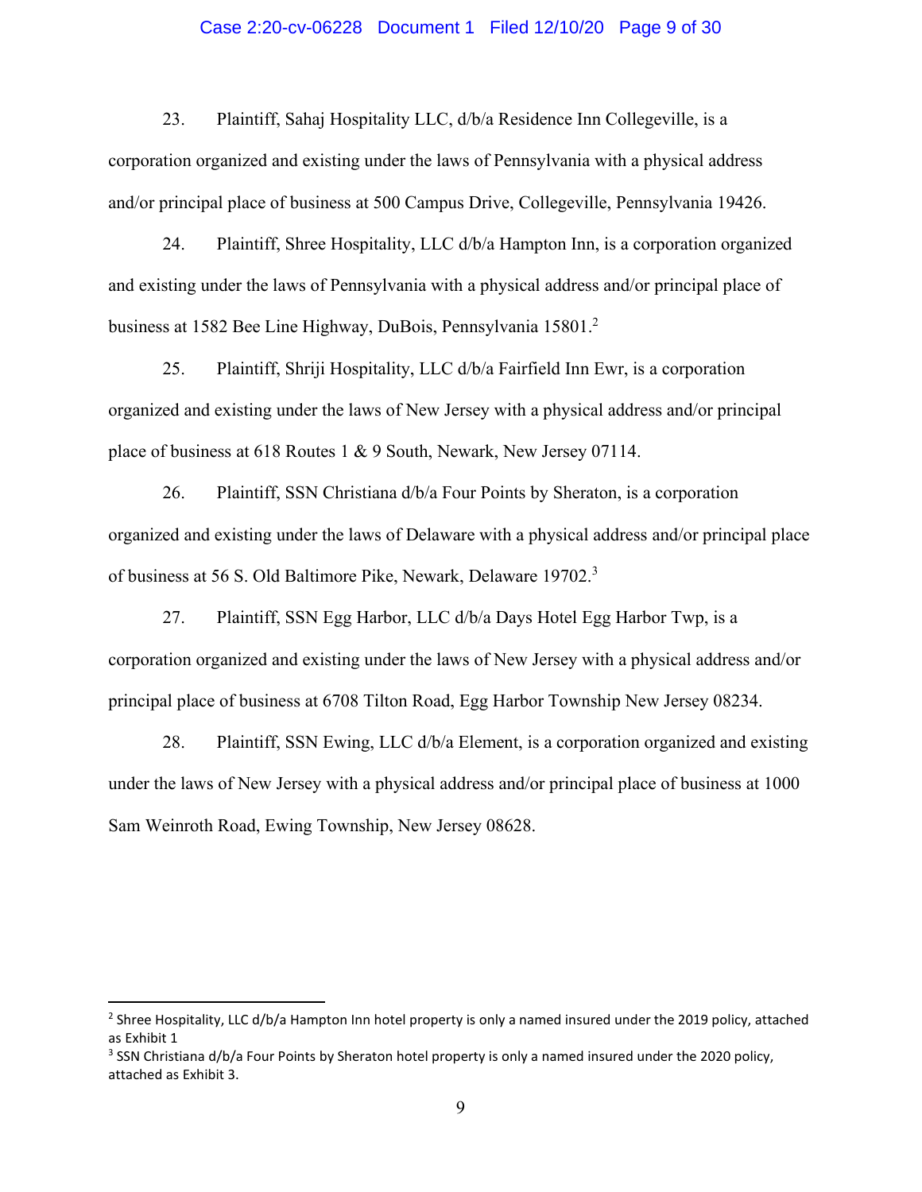23. Plaintiff, Sahaj Hospitality LLC, d/b/a Residence Inn Collegeville, is a corporation organized and existing under the laws of Pennsylvania with a physical address and/or principal place of business at 500 Campus Drive, Collegeville, Pennsylvania 19426.

24. Plaintiff, Shree Hospitality, LLC d/b/a Hampton Inn, is a corporation organized and existing under the laws of Pennsylvania with a physical address and/or principal place of business at 1582 Bee Line Highway, DuBois, Pennsylvania 15801.[2]

25. Plaintiff, Shriji Hospitality, LLC d/b/a Fairfield Inn Ewr, is a corporation organized and existing under the laws of New Jersey with a physical address and/or principal place of business at 618 Routes 1 & 9 South, Newark, New Jersey 07114.

26. Plaintiff, SSN Christiana d/b/a Four Points by Sheraton, is a corporation organized and existing under the laws of Delaware with a physical address and/or principal place of business at 56 S. Old Baltimore Pike, Newark, Delaware 19702.[3]

27. Plaintiff, SSN Egg Harbor, LLC d/b/a Days Hotel Egg Harbor Twp, is a corporation organized and existing under the laws of New Jersey with a physical address and/or principal place of business at 6708 Tilton Road, Egg Harbor Township New Jersey 08234.

28. Plaintiff, SSN Ewing, LLC d/b/a Element, is a corporation organized and existing under the laws of New Jersey with a physical address and/or principal place of business at 1000 Sam Weinroth Road, Ewing Township, New Jersey 08628.

---

[2] Shree Hospitality, LLC d/b/a Hampton Inn hotel property is only a named insured under the 2019 policy, attached as Exhibit 1

[3] SSN Christiana d/b/a Four Points by Sheraton hotel property is only a named insured under the 2020 policy, attached as Exhibit 3.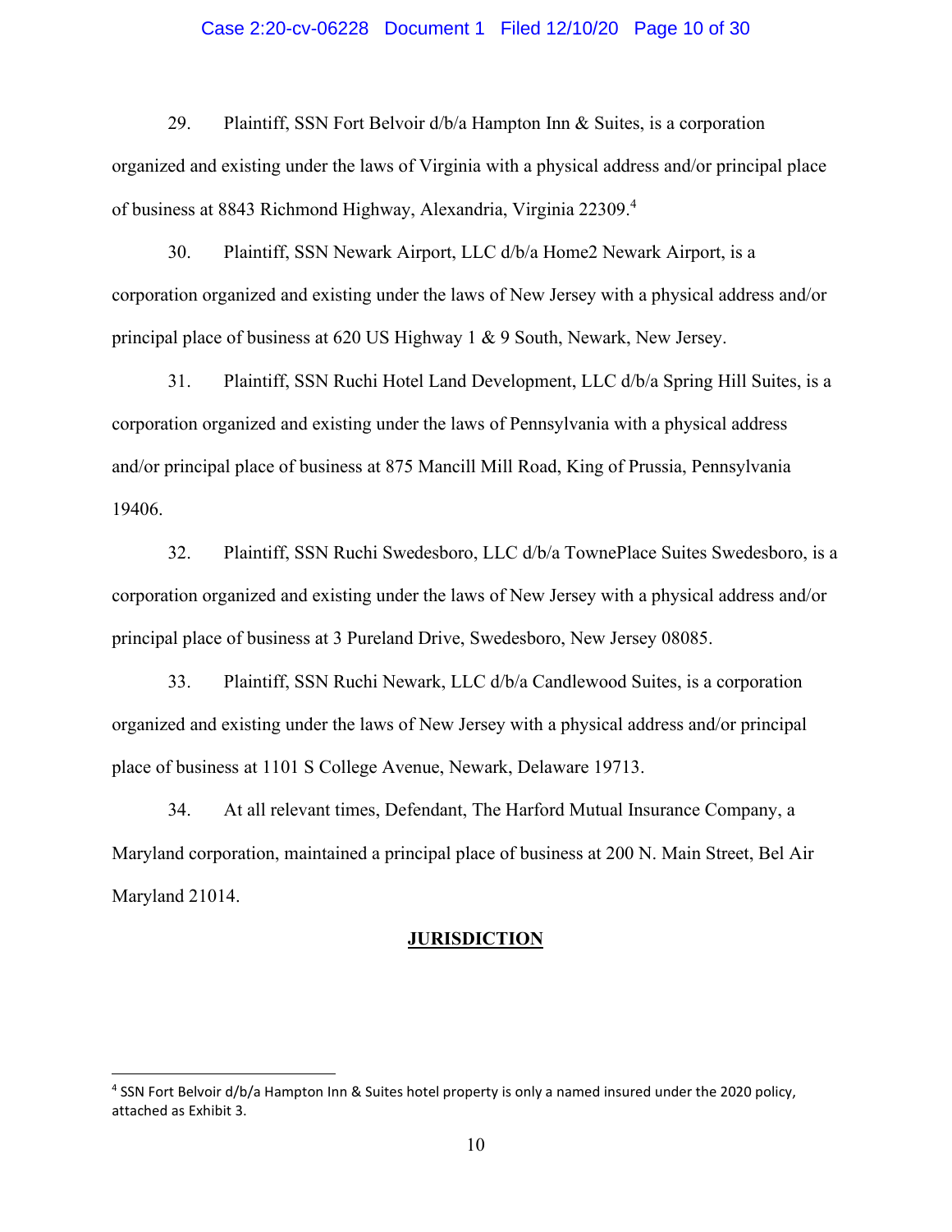29. Plaintiff, SSN Fort Belvoir d/b/a Hampton Inn & Suites, is a corporation organized and existing under the laws of Virginia with a physical address and/or principal place of business at 8843 Richmond Highway, Alexandria, Virginia 22309.[4]

30. Plaintiff, SSN Newark Airport, LLC d/b/a Home2 Newark Airport, is a corporation organized and existing under the laws of New Jersey with a physical address and/or principal place of business at 620 US Highway 1 & 9 South, Newark, New Jersey.

31. Plaintiff, SSN Ruchi Hotel Land Development, LLC d/b/a Spring Hill Suites, is a corporation organized and existing under the laws of Pennsylvania with a physical address and/or principal place of business at 875 Mancill Mill Road, King of Prussia, Pennsylvania 19406.

32. Plaintiff, SSN Ruchi Swedesboro, LLC d/b/a TownePlace Suites Swedesboro, is a corporation organized and existing under the laws of New Jersey with a physical address and/or principal place of business at 3 Pureland Drive, Swedesboro, New Jersey 08085.

33. Plaintiff, SSN Ruchi Newark, LLC d/b/a Candlewood Suites, is a corporation organized and existing under the laws of New Jersey with a physical address and/or principal place of business at 1101 S College Avenue, Newark, Delaware 19713.

34. At all relevant times, Defendant, The Harford Mutual Insurance Company, a Maryland corporation, maintained a principal place of business at 200 N. Main Street, Bel Air Maryland 21014.

## JURISDICTION

[4] SSN Fort Belvoir d/b/a Hampton Inn & Suites hotel property is only a named insured under the 2020 policy, attached as Exhibit 3.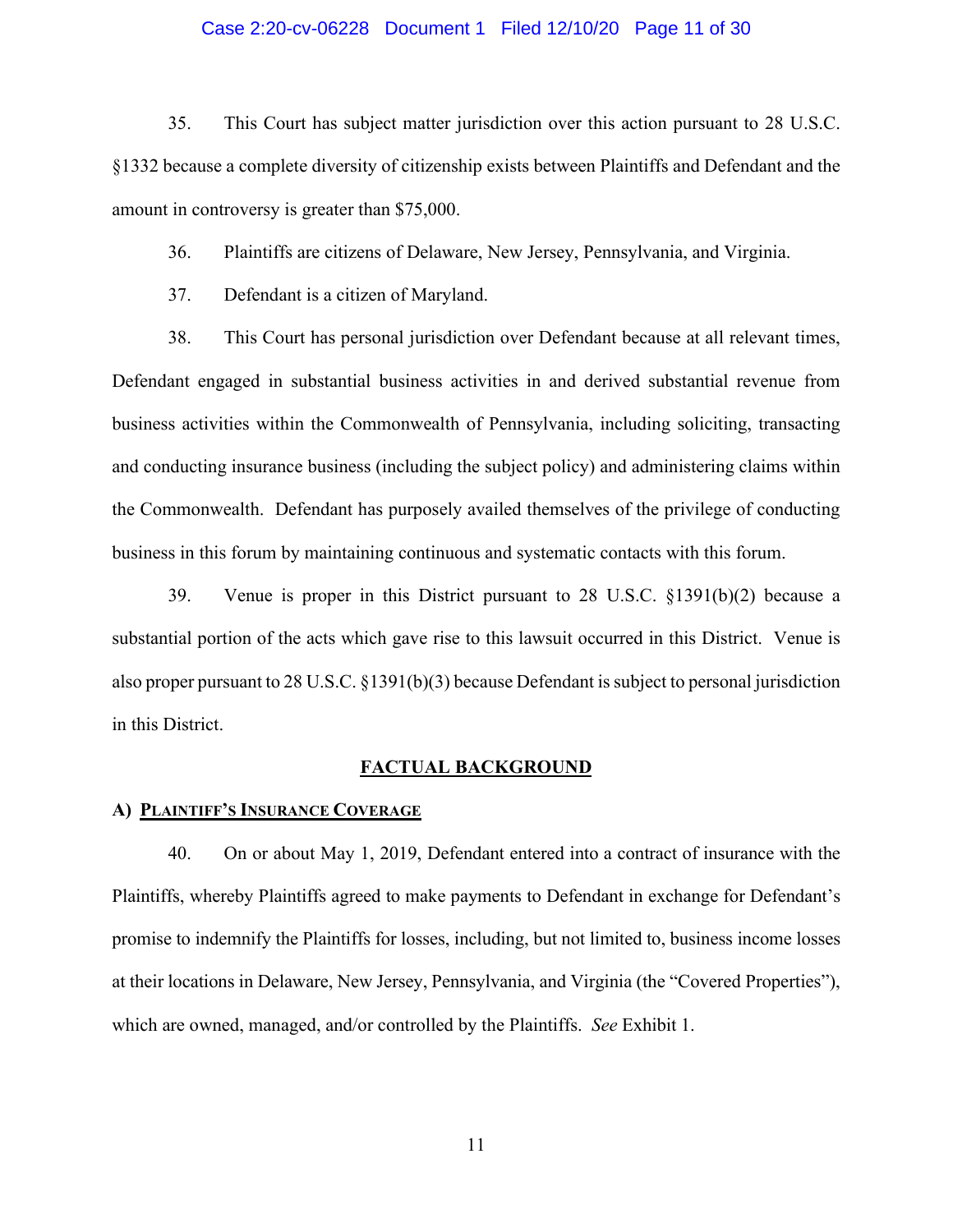35. This Court has subject matter jurisdiction over this action pursuant to 28 U.S.C. §1332 because a complete diversity of citizenship exists between Plaintiffs and Defendant and the amount in controversy is greater than $75,000.

36. Plaintiffs are citizens of Delaware, New Jersey, Pennsylvania, and Virginia.

37. Defendant is a citizen of Maryland.

38. This Court has personal jurisdiction over Defendant because at all relevant times, Defendant engaged in substantial business activities in and derived substantial revenue from business activities within the Commonwealth of Pennsylvania, including soliciting, transacting and conducting insurance business (including the subject policy) and administering claims within the Commonwealth. Defendant has purposely availed themselves of the privilege of conducting business in this forum by maintaining continuous and systematic contacts with this forum.

39. Venue is proper in this District pursuant to 28 U.S.C. §1391(b)(2) because a substantial portion of the acts which gave rise to this lawsuit occurred in this District. Venue is also proper pursuant to 28 U.S.C. §1391(b)(3) because Defendant is subject to personal jurisdiction in this District.

## FACTUAL BACKGROUND

### A) PLAINTIFF'S INSURANCE COVERAGE

40. On or about May 1, 2019, Defendant entered into a contract of insurance with the Plaintiffs, whereby Plaintiffs agreed to make payments to Defendant in exchange for Defendant's promise to indemnify the Plaintiffs for losses, including, but not limited to, business income losses at their locations in Delaware, New Jersey, Pennsylvania, and Virginia (the "Covered Properties"), which are owned, managed, and/or controlled by the Plaintiffs. *See* Exhibit 1.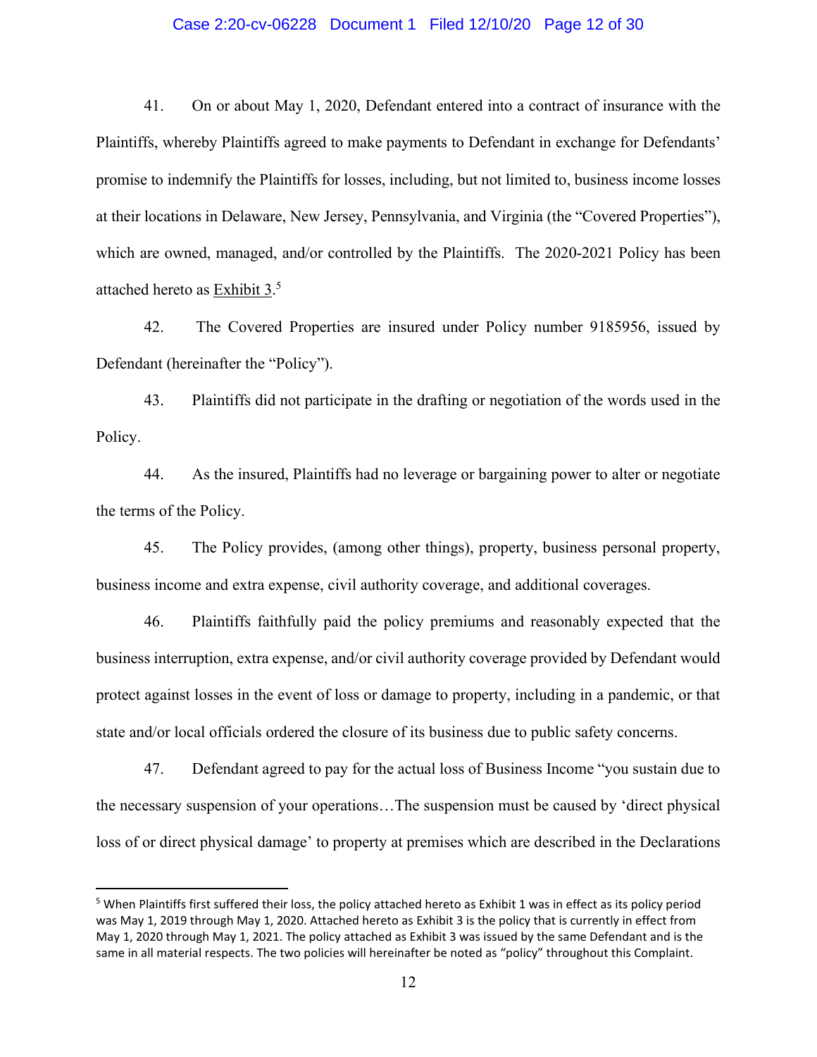41. On or about May 1, 2020, Defendant entered into a contract of insurance with the Plaintiffs, whereby Plaintiffs agreed to make payments to Defendant in exchange for Defendants' promise to indemnify the Plaintiffs for losses, including, but not limited to, business income losses at their locations in Delaware, New Jersey, Pennsylvania, and Virginia (the "Covered Properties"), which are owned, managed, and/or controlled by the Plaintiffs. The 2020-2021 Policy has been attached hereto as Exhibit 3.[5]

42. The Covered Properties are insured under Policy number 9185956, issued by Defendant (hereinafter the "Policy").

43. Plaintiffs did not participate in the drafting or negotiation of the words used in the Policy.

44. As the insured, Plaintiffs had no leverage or bargaining power to alter or negotiate the terms of the Policy.

45. The Policy provides, (among other things), property, business personal property, business income and extra expense, civil authority coverage, and additional coverages.

46. Plaintiffs faithfully paid the policy premiums and reasonably expected that the business interruption, extra expense, and/or civil authority coverage provided by Defendant would protect against losses in the event of loss or damage to property, including in a pandemic, or that state and/or local officials ordered the closure of its business due to public safety concerns.

47. Defendant agreed to pay for the actual loss of Business Income "you sustain due to the necessary suspension of your operations…The suspension must be caused by 'direct physical loss of or direct physical damage' to property at premises which are described in the Declarations

---

[5] When Plaintiffs first suffered their loss, the policy attached hereto as Exhibit 1 was in effect as its policy period was May 1, 2019 through May 1, 2020. Attached hereto as Exhibit 3 is the policy that is currently in effect from May 1, 2020 through May 1, 2021. The policy attached as Exhibit 3 was issued by the same Defendant and is the same in all material respects. The two policies will hereinafter be noted as "policy" throughout this Complaint.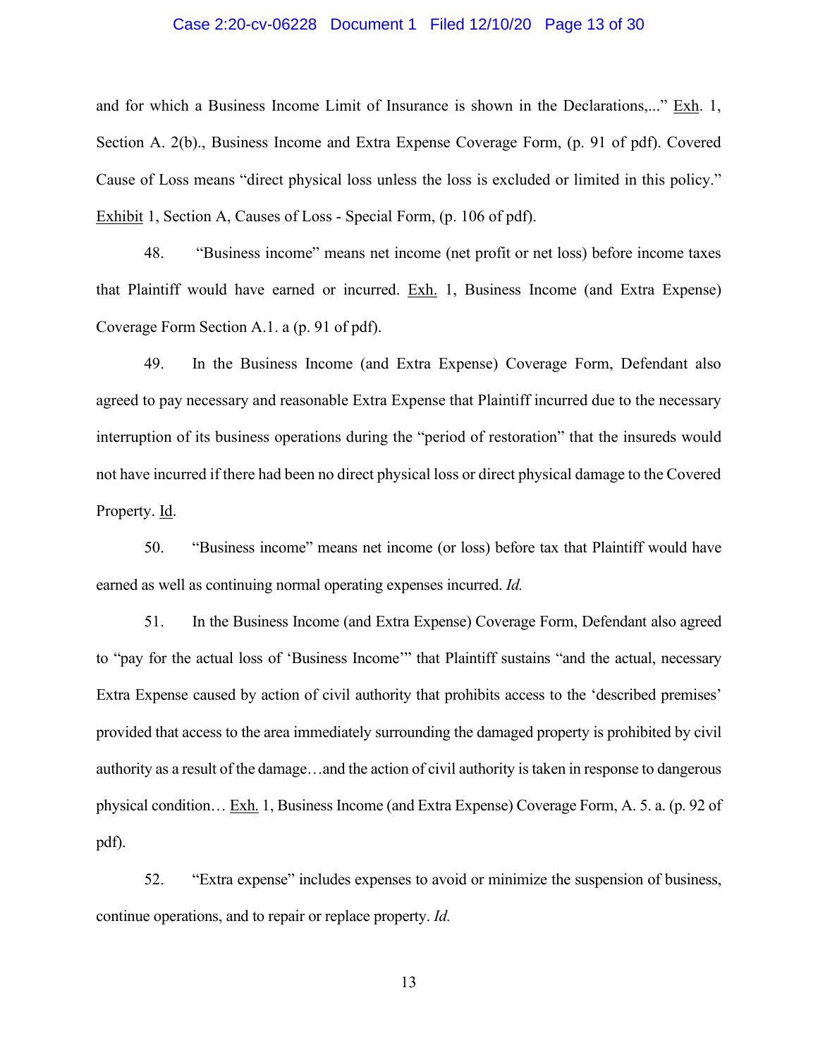and for which a Business Income Limit of Insurance is shown in the Declarations,..." Exh. 1, Section A. 2(b)., Business Income and Extra Expense Coverage Form, (p. 91 of pdf). Covered Cause of Loss means "direct physical loss unless the loss is excluded or limited in this policy." Exhibit 1, Section A, Causes of Loss - Special Form, (p. 106 of pdf).

48. "Business income" means net income (net profit or net loss) before income taxes that Plaintiff would have earned or incurred. Exh. 1, Business Income (and Extra Expense) Coverage Form Section A.1. a (p. 91 of pdf).

49. In the Business Income (and Extra Expense) Coverage Form, Defendant also agreed to pay necessary and reasonable Extra Expense that Plaintiff incurred due to the necessary interruption of its business operations during the "period of restoration" that the insureds would not have incurred if there had been no direct physical loss or direct physical damage to the Covered Property. Id.

50. "Business income" means net income (or loss) before tax that Plaintiff would have earned as well as continuing normal operating expenses incurred. *Id.*

51. In the Business Income (and Extra Expense) Coverage Form, Defendant also agreed to "pay for the actual loss of 'Business Income'" that Plaintiff sustains "and the actual, necessary Extra Expense caused by action of civil authority that prohibits access to the 'described premises' provided that access to the area immediately surrounding the damaged property is prohibited by civil authority as a result of the damage…and the action of civil authority is taken in response to dangerous physical condition… Exh. 1, Business Income (and Extra Expense) Coverage Form, A. 5. a. (p. 92 of pdf).

52. "Extra expense" includes expenses to avoid or minimize the suspension of business, continue operations, and to repair or replace property. *Id.*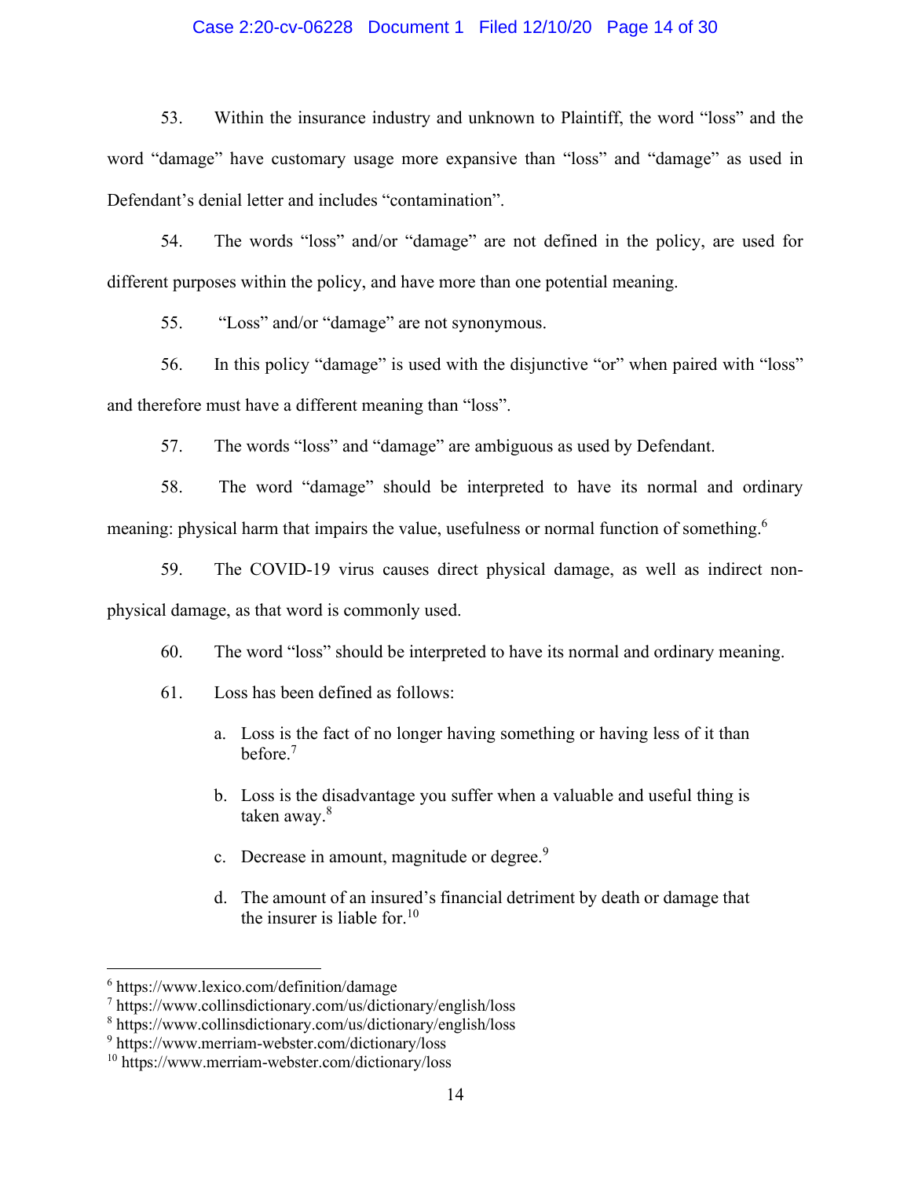53. Within the insurance industry and unknown to Plaintiff, the word "loss" and the word "damage" have customary usage more expansive than "loss" and "damage" as used in Defendant's denial letter and includes "contamination".

54. The words "loss" and/or "damage" are not defined in the policy, are used for different purposes within the policy, and have more than one potential meaning.

55. "Loss" and/or "damage" are not synonymous.

56. In this policy "damage" is used with the disjunctive "or" when paired with "loss" and therefore must have a different meaning than "loss".

57. The words "loss" and "damage" are ambiguous as used by Defendant.

58. The word "damage" should be interpreted to have its normal and ordinary meaning: physical harm that impairs the value, usefulness or normal function of something.[6]

59. The COVID-19 virus causes direct physical damage, as well as indirect non-physical damage, as that word is commonly used.

60. The word "loss" should be interpreted to have its normal and ordinary meaning.

61. Loss has been defined as follows:

a. Loss is the fact of no longer having something or having less of it than before.[7]

b. Loss is the disadvantage you suffer when a valuable and useful thing is taken away.[8]

c. Decrease in amount, magnitude or degree.[9]

d. The amount of an insured's financial detriment by death or damage that the insurer is liable for.[10]

---

[6] https://www.lexico.com/definition/damage
[7] https://www.collinsdictionary.com/us/dictionary/english/loss
[8] https://www.collinsdictionary.com/us/dictionary/english/loss
[9] https://www.merriam-webster.com/dictionary/loss
[10] https://www.merriam-webster.com/dictionary/loss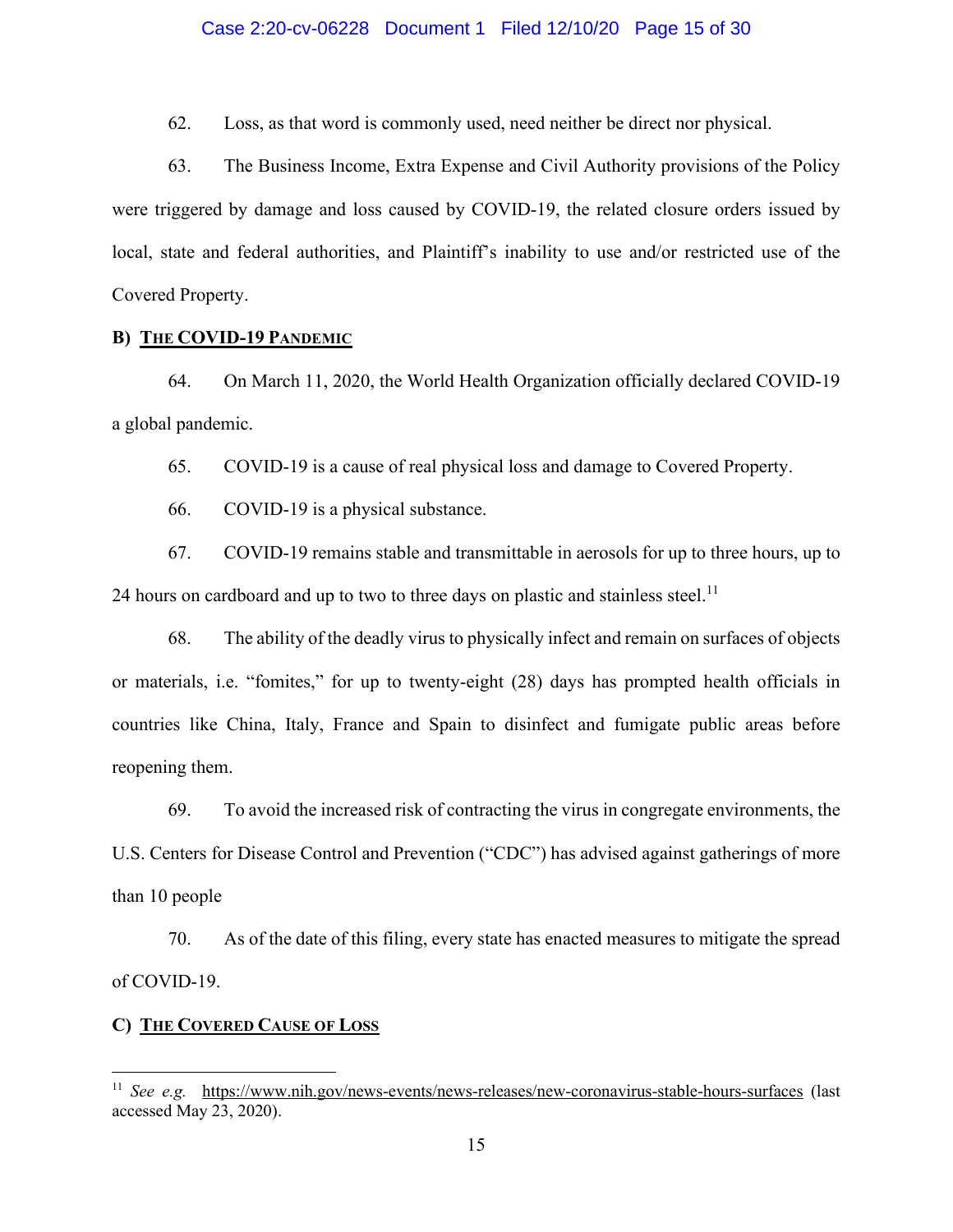62. Loss, as that word is commonly used, need neither be direct nor physical.

63. The Business Income, Extra Expense and Civil Authority provisions of the Policy were triggered by damage and loss caused by COVID-19, the related closure orders issued by local, state and federal authorities, and Plaintiff's inability to use and/or restricted use of the Covered Property.

## B) THE COVID-19 PANDEMIC

64. On March 11, 2020, the World Health Organization officially declared COVID-19 a global pandemic.

65. COVID-19 is a cause of real physical loss and damage to Covered Property.

66. COVID-19 is a physical substance.

67. COVID-19 remains stable and transmittable in aerosols for up to three hours, up to 24 hours on cardboard and up to two to three days on plastic and stainless steel.[11]

68. The ability of the deadly virus to physically infect and remain on surfaces of objects or materials, i.e. "fomites," for up to twenty-eight (28) days has prompted health officials in countries like China, Italy, France and Spain to disinfect and fumigate public areas before reopening them.

69. To avoid the increased risk of contracting the virus in congregate environments, the U.S. Centers for Disease Control and Prevention ("CDC") has advised against gatherings of more than 10 people

70. As of the date of this filing, every state has enacted measures to mitigate the spread of COVID-19.

## C) THE COVERED CAUSE OF LOSS

---

[11] *See e.g.* https://www.nih.gov/news-events/news-releases/new-coronavirus-stable-hours-surfaces (last accessed May 23, 2020).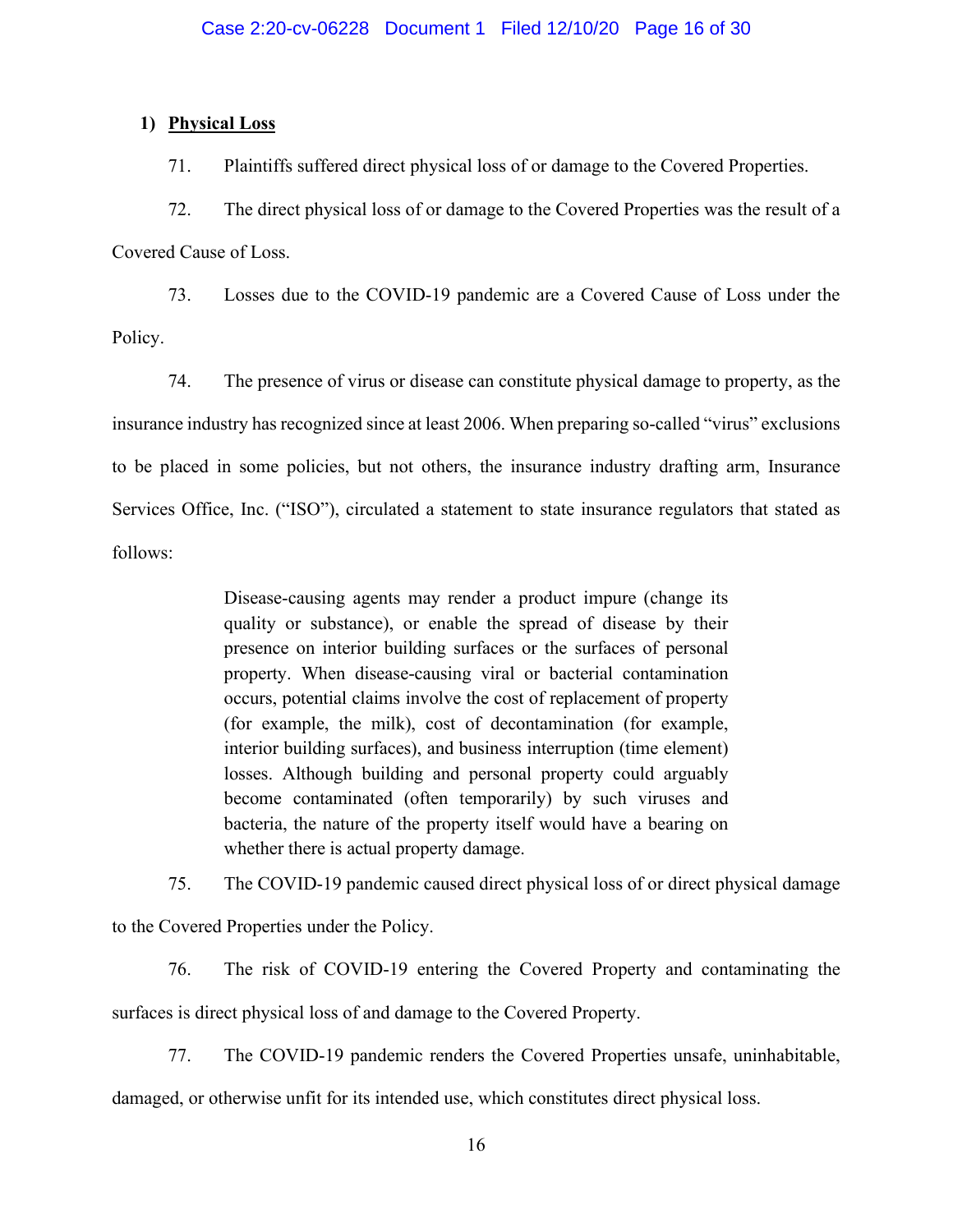### 1) **Physical Loss**

71. Plaintiffs suffered direct physical loss of or damage to the Covered Properties.

72. The direct physical loss of or damage to the Covered Properties was the result of a Covered Cause of Loss.

73. Losses due to the COVID-19 pandemic are a Covered Cause of Loss under the Policy.

74. The presence of virus or disease can constitute physical damage to property, as the insurance industry has recognized since at least 2006. When preparing so-called "virus" exclusions to be placed in some policies, but not others, the insurance industry drafting arm, Insurance Services Office, Inc. ("ISO"), circulated a statement to state insurance regulators that stated as follows:

> Disease-causing agents may render a product impure (change its quality or substance), or enable the spread of disease by their presence on interior building surfaces or the surfaces of personal property. When disease-causing viral or bacterial contamination occurs, potential claims involve the cost of replacement of property (for example, the milk), cost of decontamination (for example, interior building surfaces), and business interruption (time element) losses. Although building and personal property could arguably become contaminated (often temporarily) by such viruses and bacteria, the nature of the property itself would have a bearing on whether there is actual property damage.

75. The COVID-19 pandemic caused direct physical loss of or direct physical damage to the Covered Properties under the Policy.

76. The risk of COVID-19 entering the Covered Property and contaminating the surfaces is direct physical loss of and damage to the Covered Property.

77. The COVID-19 pandemic renders the Covered Properties unsafe, uninhabitable, damaged, or otherwise unfit for its intended use, which constitutes direct physical loss.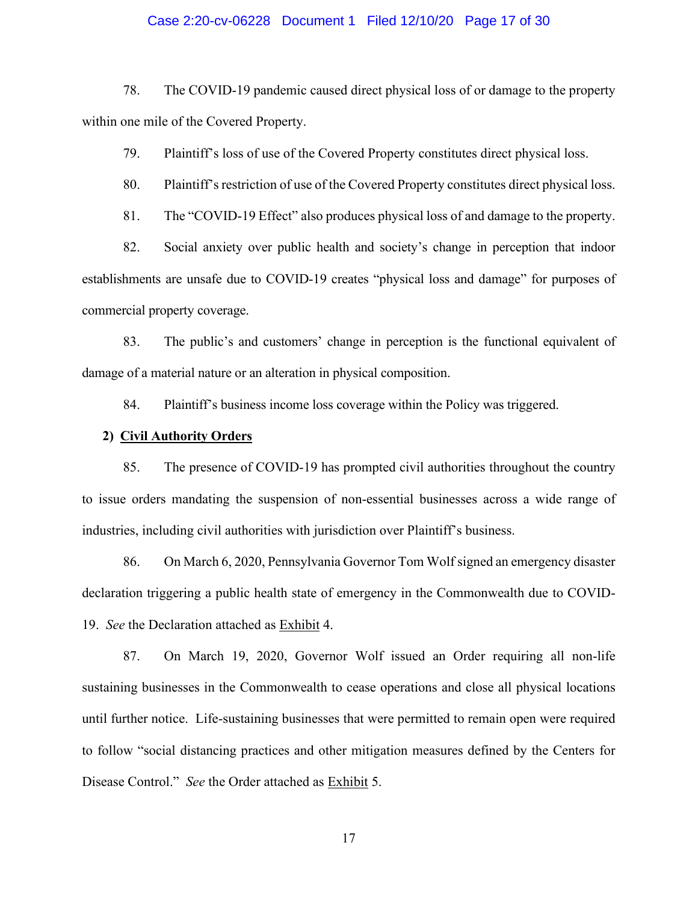78. The COVID-19 pandemic caused direct physical loss of or damage to the property within one mile of the Covered Property.

79. Plaintiff's loss of use of the Covered Property constitutes direct physical loss.

80. Plaintiff's restriction of use of the Covered Property constitutes direct physical loss.

81. The "COVID-19 Effect" also produces physical loss of and damage to the property.

82. Social anxiety over public health and society's change in perception that indoor establishments are unsafe due to COVID-19 creates "physical loss and damage" for purposes of commercial property coverage.

83. The public's and customers' change in perception is the functional equivalent of damage of a material nature or an alteration in physical composition.

84. Plaintiff's business income loss coverage within the Policy was triggered.

**2) <u>Civil Authority Orders</u>**

85. The presence of COVID-19 has prompted civil authorities throughout the country to issue orders mandating the suspension of non-essential businesses across a wide range of industries, including civil authorities with jurisdiction over Plaintiff's business.

86. On March 6, 2020, Pennsylvania Governor Tom Wolf signed an emergency disaster declaration triggering a public health state of emergency in the Commonwealth due to COVID-19. *See* the Declaration attached as <u>Exhibit</u> 4.

87. On March 19, 2020, Governor Wolf issued an Order requiring all non-life sustaining businesses in the Commonwealth to cease operations and close all physical locations until further notice. Life-sustaining businesses that were permitted to remain open were required to follow "social distancing practices and other mitigation measures defined by the Centers for Disease Control." *See* the Order attached as <u>Exhibit</u> 5.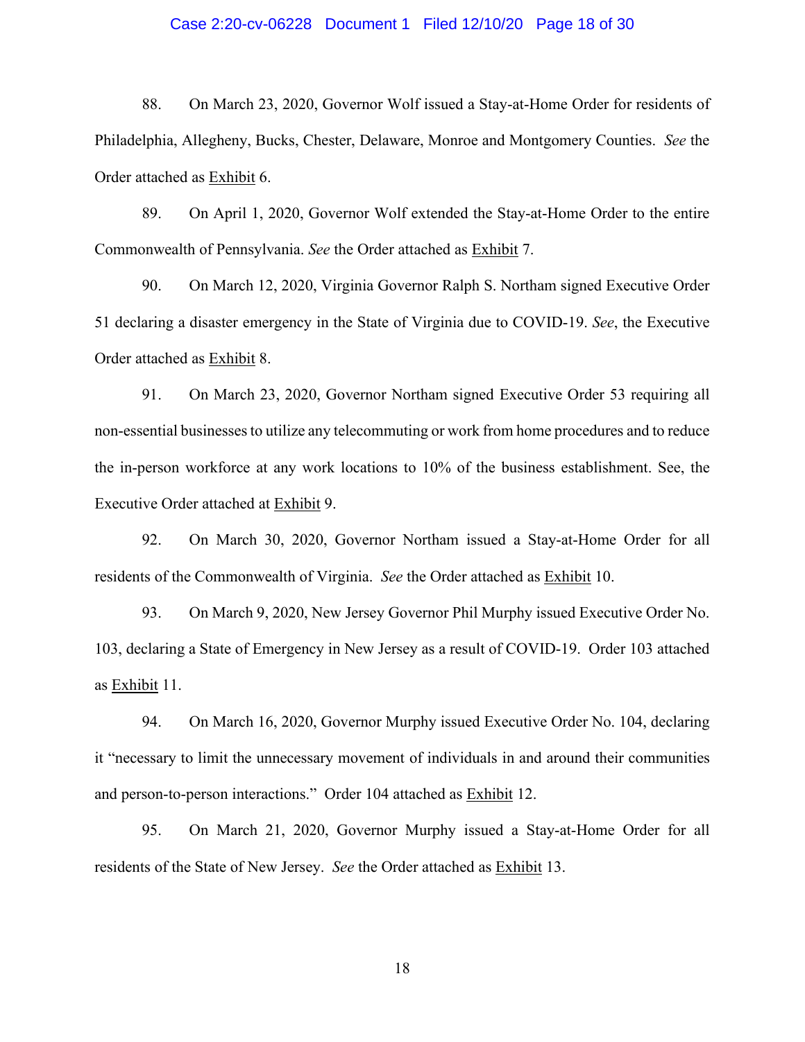88. On March 23, 2020, Governor Wolf issued a Stay-at-Home Order for residents of Philadelphia, Allegheny, Bucks, Chester, Delaware, Monroe and Montgomery Counties. *See* the Order attached as Exhibit 6.

89. On April 1, 2020, Governor Wolf extended the Stay-at-Home Order to the entire Commonwealth of Pennsylvania. *See* the Order attached as Exhibit 7.

90. On March 12, 2020, Virginia Governor Ralph S. Northam signed Executive Order 51 declaring a disaster emergency in the State of Virginia due to COVID-19. *See*, the Executive Order attached as Exhibit 8.

91. On March 23, 2020, Governor Northam signed Executive Order 53 requiring all non-essential businesses to utilize any telecommuting or work from home procedures and to reduce the in-person workforce at any work locations to 10% of the business establishment. See, the Executive Order attached at Exhibit 9.

92. On March 30, 2020, Governor Northam issued a Stay-at-Home Order for all residents of the Commonwealth of Virginia. *See* the Order attached as Exhibit 10.

93. On March 9, 2020, New Jersey Governor Phil Murphy issued Executive Order No. 103, declaring a State of Emergency in New Jersey as a result of COVID-19. Order 103 attached as Exhibit 11.

94. On March 16, 2020, Governor Murphy issued Executive Order No. 104, declaring it "necessary to limit the unnecessary movement of individuals in and around their communities and person-to-person interactions." Order 104 attached as Exhibit 12.

95. On March 21, 2020, Governor Murphy issued a Stay-at-Home Order for all residents of the State of New Jersey. *See* the Order attached as Exhibit 13.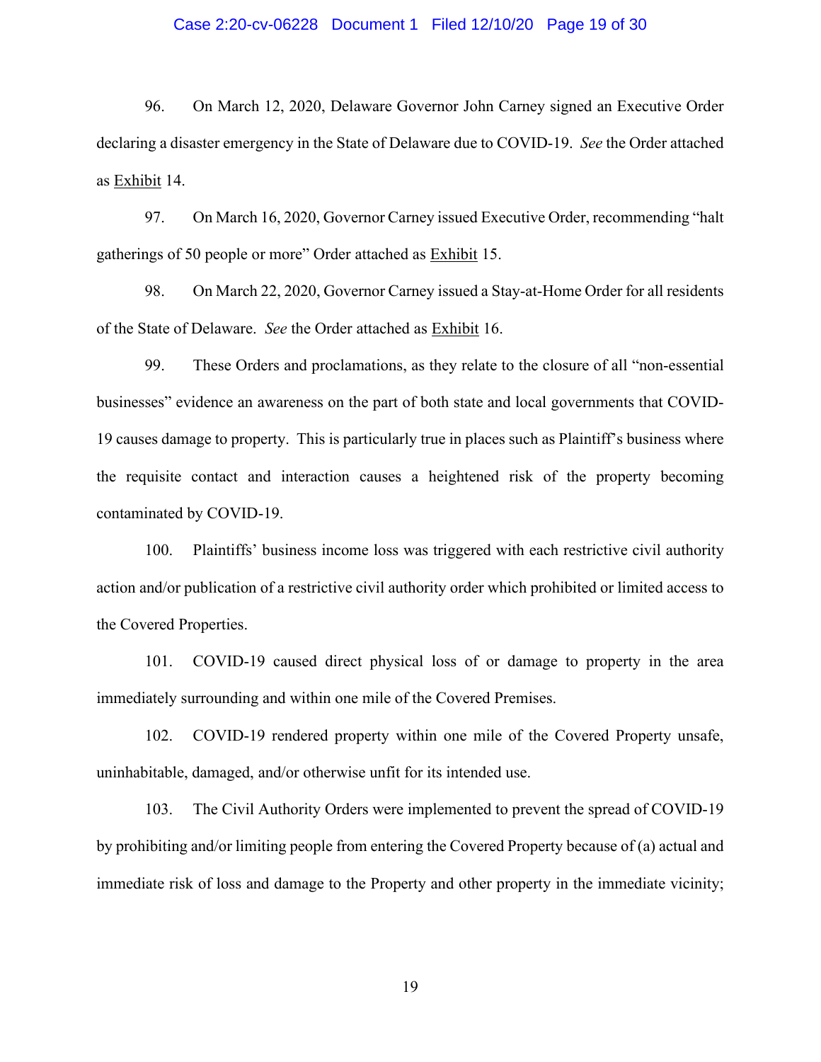96. On March 12, 2020, Delaware Governor John Carney signed an Executive Order declaring a disaster emergency in the State of Delaware due to COVID-19. *See* the Order attached as Exhibit 14.

97. On March 16, 2020, Governor Carney issued Executive Order, recommending "halt gatherings of 50 people or more" Order attached as Exhibit 15.

98. On March 22, 2020, Governor Carney issued a Stay-at-Home Order for all residents of the State of Delaware. *See* the Order attached as Exhibit 16.

99. These Orders and proclamations, as they relate to the closure of all "non-essential businesses" evidence an awareness on the part of both state and local governments that COVID-19 causes damage to property. This is particularly true in places such as Plaintiff's business where the requisite contact and interaction causes a heightened risk of the property becoming contaminated by COVID-19.

100. Plaintiffs' business income loss was triggered with each restrictive civil authority action and/or publication of a restrictive civil authority order which prohibited or limited access to the Covered Properties.

101. COVID-19 caused direct physical loss of or damage to property in the area immediately surrounding and within one mile of the Covered Premises.

102. COVID-19 rendered property within one mile of the Covered Property unsafe, uninhabitable, damaged, and/or otherwise unfit for its intended use.

103. The Civil Authority Orders were implemented to prevent the spread of COVID-19 by prohibiting and/or limiting people from entering the Covered Property because of (a) actual and immediate risk of loss and damage to the Property and other property in the immediate vicinity;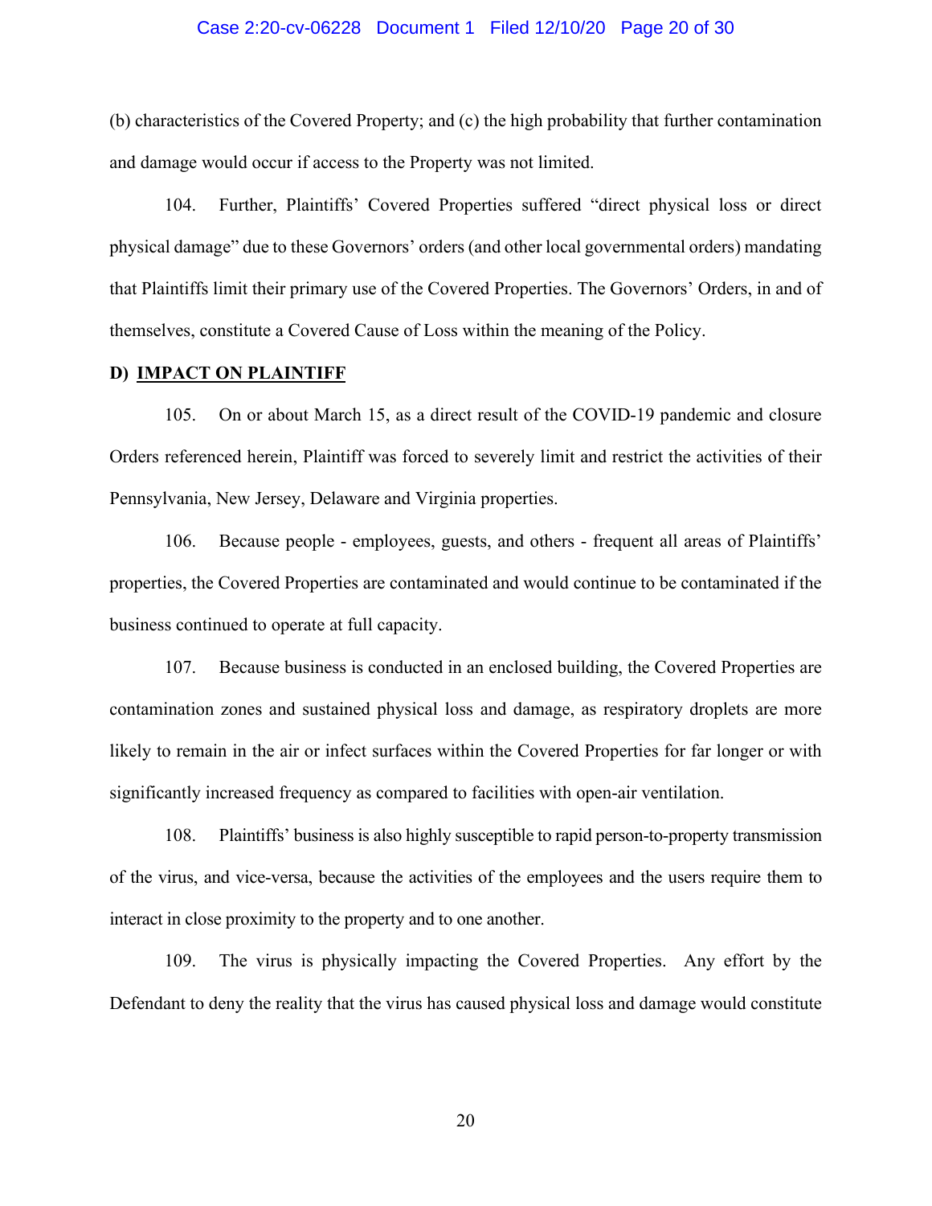(b) characteristics of the Covered Property; and (c) the high probability that further contamination and damage would occur if access to the Property was not limited.

104. Further, Plaintiffs' Covered Properties suffered "direct physical loss or direct physical damage" due to these Governors' orders (and other local governmental orders) mandating that Plaintiffs limit their primary use of the Covered Properties. The Governors' Orders, in and of themselves, constitute a Covered Cause of Loss within the meaning of the Policy.

**D) <u>IMPACT ON PLAINTIFF</u>**

105. On or about March 15, as a direct result of the COVID-19 pandemic and closure Orders referenced herein, Plaintiff was forced to severely limit and restrict the activities of their Pennsylvania, New Jersey, Delaware and Virginia properties.

106. Because people - employees, guests, and others - frequent all areas of Plaintiffs' properties, the Covered Properties are contaminated and would continue to be contaminated if the business continued to operate at full capacity.

107. Because business is conducted in an enclosed building, the Covered Properties are contamination zones and sustained physical loss and damage, as respiratory droplets are more likely to remain in the air or infect surfaces within the Covered Properties for far longer or with significantly increased frequency as compared to facilities with open-air ventilation.

108. Plaintiffs' business is also highly susceptible to rapid person-to-property transmission of the virus, and vice-versa, because the activities of the employees and the users require them to interact in close proximity to the property and to one another.

109. The virus is physically impacting the Covered Properties. Any effort by the Defendant to deny the reality that the virus has caused physical loss and damage would constitute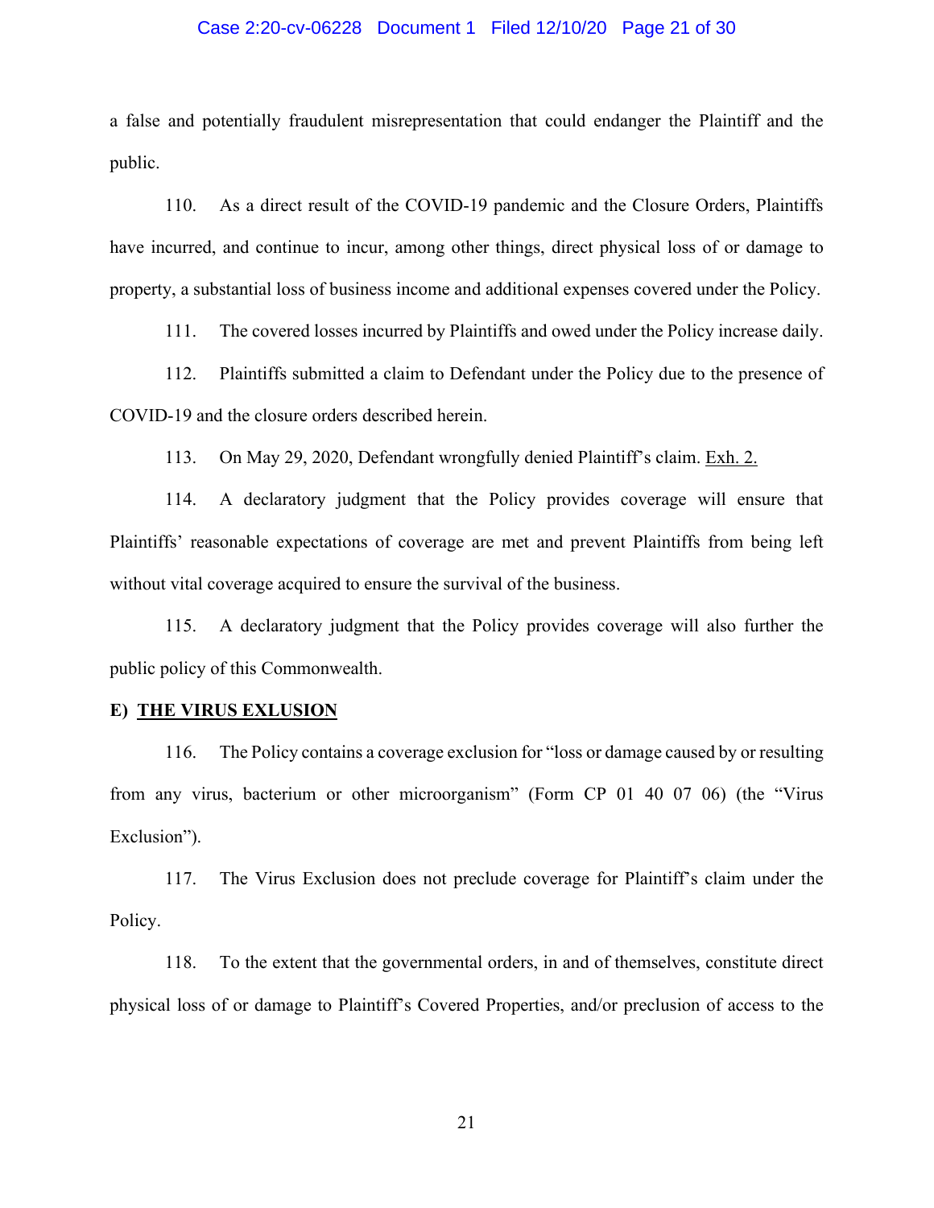a false and potentially fraudulent misrepresentation that could endanger the Plaintiff and the public.

110. As a direct result of the COVID-19 pandemic and the Closure Orders, Plaintiffs have incurred, and continue to incur, among other things, direct physical loss of or damage to property, a substantial loss of business income and additional expenses covered under the Policy.

111. The covered losses incurred by Plaintiffs and owed under the Policy increase daily.

112. Plaintiffs submitted a claim to Defendant under the Policy due to the presence of COVID-19 and the closure orders described herein.

113. On May 29, 2020, Defendant wrongfully denied Plaintiff's claim. Exh. 2.

114. A declaratory judgment that the Policy provides coverage will ensure that Plaintiffs' reasonable expectations of coverage are met and prevent Plaintiffs from being left without vital coverage acquired to ensure the survival of the business.

115. A declaratory judgment that the Policy provides coverage will also further the public policy of this Commonwealth.

**E) THE VIRUS EXLUSION**

116. The Policy contains a coverage exclusion for "loss or damage caused by or resulting from any virus, bacterium or other microorganism" (Form CP 01 40 07 06) (the "Virus Exclusion").

117. The Virus Exclusion does not preclude coverage for Plaintiff's claim under the Policy.

118. To the extent that the governmental orders, in and of themselves, constitute direct physical loss of or damage to Plaintiff's Covered Properties, and/or preclusion of access to the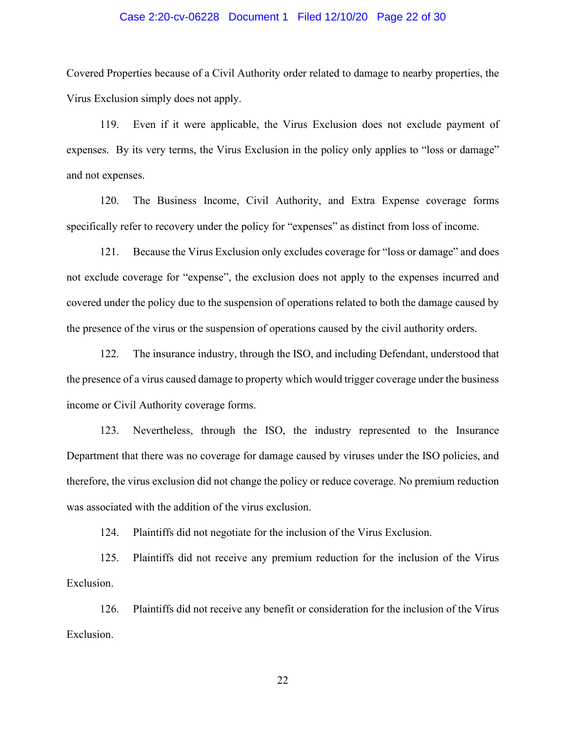Covered Properties because of a Civil Authority order related to damage to nearby properties, the Virus Exclusion simply does not apply.

119. Even if it were applicable, the Virus Exclusion does not exclude payment of expenses. By its very terms, the Virus Exclusion in the policy only applies to "loss or damage" and not expenses.

120. The Business Income, Civil Authority, and Extra Expense coverage forms specifically refer to recovery under the policy for "expenses" as distinct from loss of income.

121. Because the Virus Exclusion only excludes coverage for "loss or damage" and does not exclude coverage for "expense", the exclusion does not apply to the expenses incurred and covered under the policy due to the suspension of operations related to both the damage caused by the presence of the virus or the suspension of operations caused by the civil authority orders.

122. The insurance industry, through the ISO, and including Defendant, understood that the presence of a virus caused damage to property which would trigger coverage under the business income or Civil Authority coverage forms.

123. Nevertheless, through the ISO, the industry represented to the Insurance Department that there was no coverage for damage caused by viruses under the ISO policies, and therefore, the virus exclusion did not change the policy or reduce coverage. No premium reduction was associated with the addition of the virus exclusion.

124. Plaintiffs did not negotiate for the inclusion of the Virus Exclusion.

125. Plaintiffs did not receive any premium reduction for the inclusion of the Virus Exclusion.

126. Plaintiffs did not receive any benefit or consideration for the inclusion of the Virus Exclusion.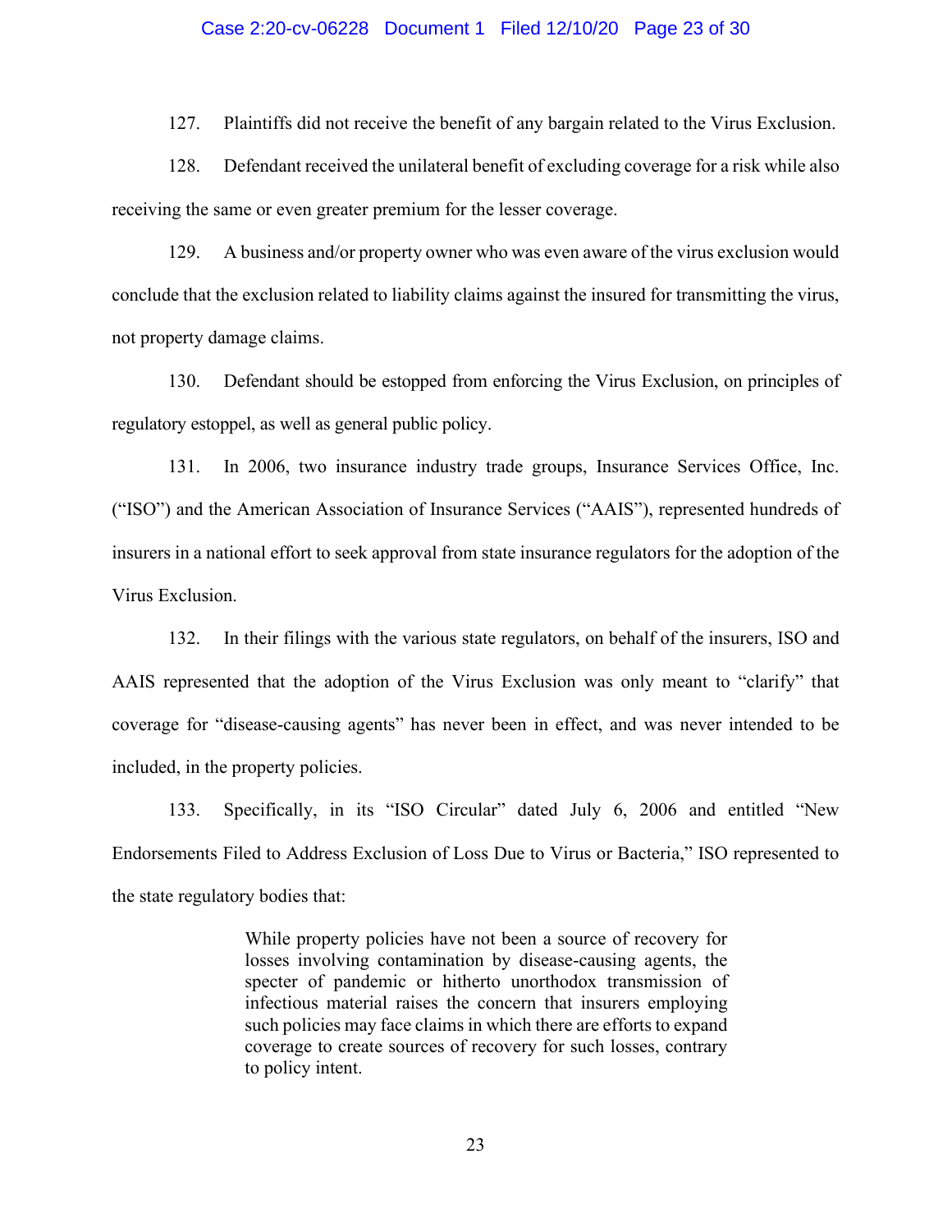127. Plaintiffs did not receive the benefit of any bargain related to the Virus Exclusion.

128. Defendant received the unilateral benefit of excluding coverage for a risk while also receiving the same or even greater premium for the lesser coverage.

129. A business and/or property owner who was even aware of the virus exclusion would conclude that the exclusion related to liability claims against the insured for transmitting the virus, not property damage claims.

130. Defendant should be estopped from enforcing the Virus Exclusion, on principles of regulatory estoppel, as well as general public policy.

131. In 2006, two insurance industry trade groups, Insurance Services Office, Inc. ("ISO") and the American Association of Insurance Services ("AAIS"), represented hundreds of insurers in a national effort to seek approval from state insurance regulators for the adoption of the Virus Exclusion.

132. In their filings with the various state regulators, on behalf of the insurers, ISO and AAIS represented that the adoption of the Virus Exclusion was only meant to "clarify" that coverage for "disease-causing agents" has never been in effect, and was never intended to be included, in the property policies.

133. Specifically, in its "ISO Circular" dated July 6, 2006 and entitled "New Endorsements Filed to Address Exclusion of Loss Due to Virus or Bacteria," ISO represented to the state regulatory bodies that:

> While property policies have not been a source of recovery for losses involving contamination by disease-causing agents, the specter of pandemic or hitherto unorthodox transmission of infectious material raises the concern that insurers employing such policies may face claims in which there are efforts to expand coverage to create sources of recovery for such losses, contrary to policy intent.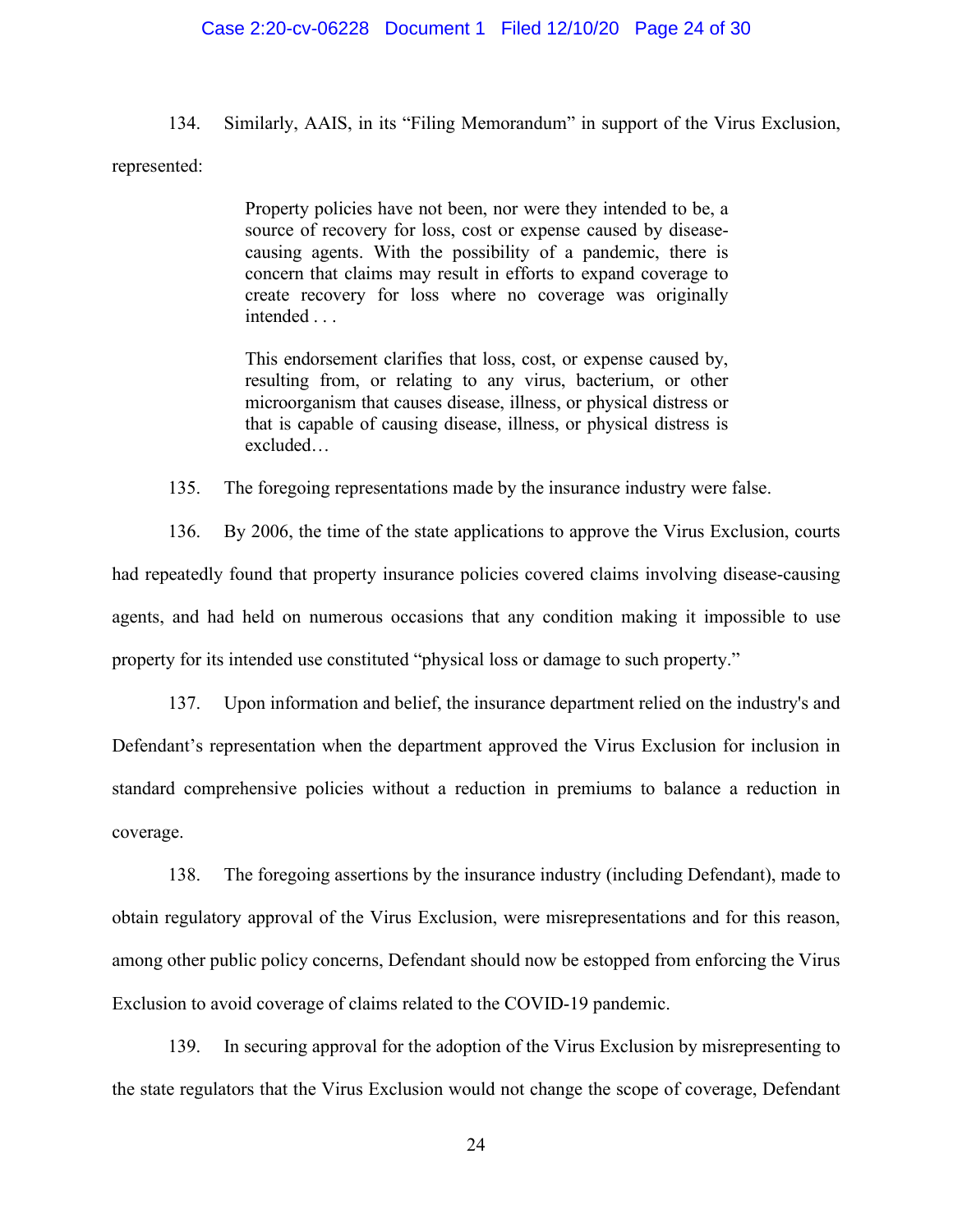134. Similarly, AAIS, in its "Filing Memorandum" in support of the Virus Exclusion, represented:

> Property policies have not been, nor were they intended to be, a source of recovery for loss, cost or expense caused by disease-causing agents. With the possibility of a pandemic, there is concern that claims may result in efforts to expand coverage to create recovery for loss where no coverage was originally intended . . .
>
> This endorsement clarifies that loss, cost, or expense caused by, resulting from, or relating to any virus, bacterium, or other microorganism that causes disease, illness, or physical distress or that is capable of causing disease, illness, or physical distress is excluded…

135. The foregoing representations made by the insurance industry were false.

136. By 2006, the time of the state applications to approve the Virus Exclusion, courts had repeatedly found that property insurance policies covered claims involving disease-causing agents, and had held on numerous occasions that any condition making it impossible to use property for its intended use constituted "physical loss or damage to such property."

137. Upon information and belief, the insurance department relied on the industry's and Defendant's representation when the department approved the Virus Exclusion for inclusion in standard comprehensive policies without a reduction in premiums to balance a reduction in coverage.

138. The foregoing assertions by the insurance industry (including Defendant), made to obtain regulatory approval of the Virus Exclusion, were misrepresentations and for this reason, among other public policy concerns, Defendant should now be estopped from enforcing the Virus Exclusion to avoid coverage of claims related to the COVID-19 pandemic.

139. In securing approval for the adoption of the Virus Exclusion by misrepresenting to the state regulators that the Virus Exclusion would not change the scope of coverage, Defendant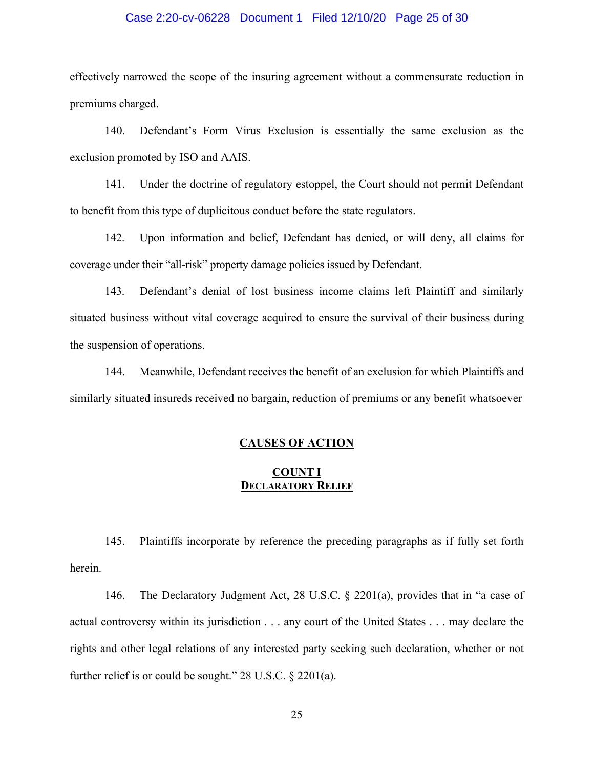effectively narrowed the scope of the insuring agreement without a commensurate reduction in premiums charged.

140. Defendant's Form Virus Exclusion is essentially the same exclusion as the exclusion promoted by ISO and AAIS.

141. Under the doctrine of regulatory estoppel, the Court should not permit Defendant to benefit from this type of duplicitous conduct before the state regulators.

142. Upon information and belief, Defendant has denied, or will deny, all claims for coverage under their "all-risk" property damage policies issued by Defendant.

143. Defendant's denial of lost business income claims left Plaintiff and similarly situated business without vital coverage acquired to ensure the survival of their business during the suspension of operations.

144. Meanwhile, Defendant receives the benefit of an exclusion for which Plaintiffs and similarly situated insureds received no bargain, reduction of premiums or any benefit whatsoever

## CAUSES OF ACTION

### COUNT I
### DECLARATORY RELIEF

145. Plaintiffs incorporate by reference the preceding paragraphs as if fully set forth herein.

146. The Declaratory Judgment Act, 28 U.S.C. § 2201(a), provides that in "a case of actual controversy within its jurisdiction . . . any court of the United States . . . may declare the rights and other legal relations of any interested party seeking such declaration, whether or not further relief is or could be sought." 28 U.S.C. § 2201(a).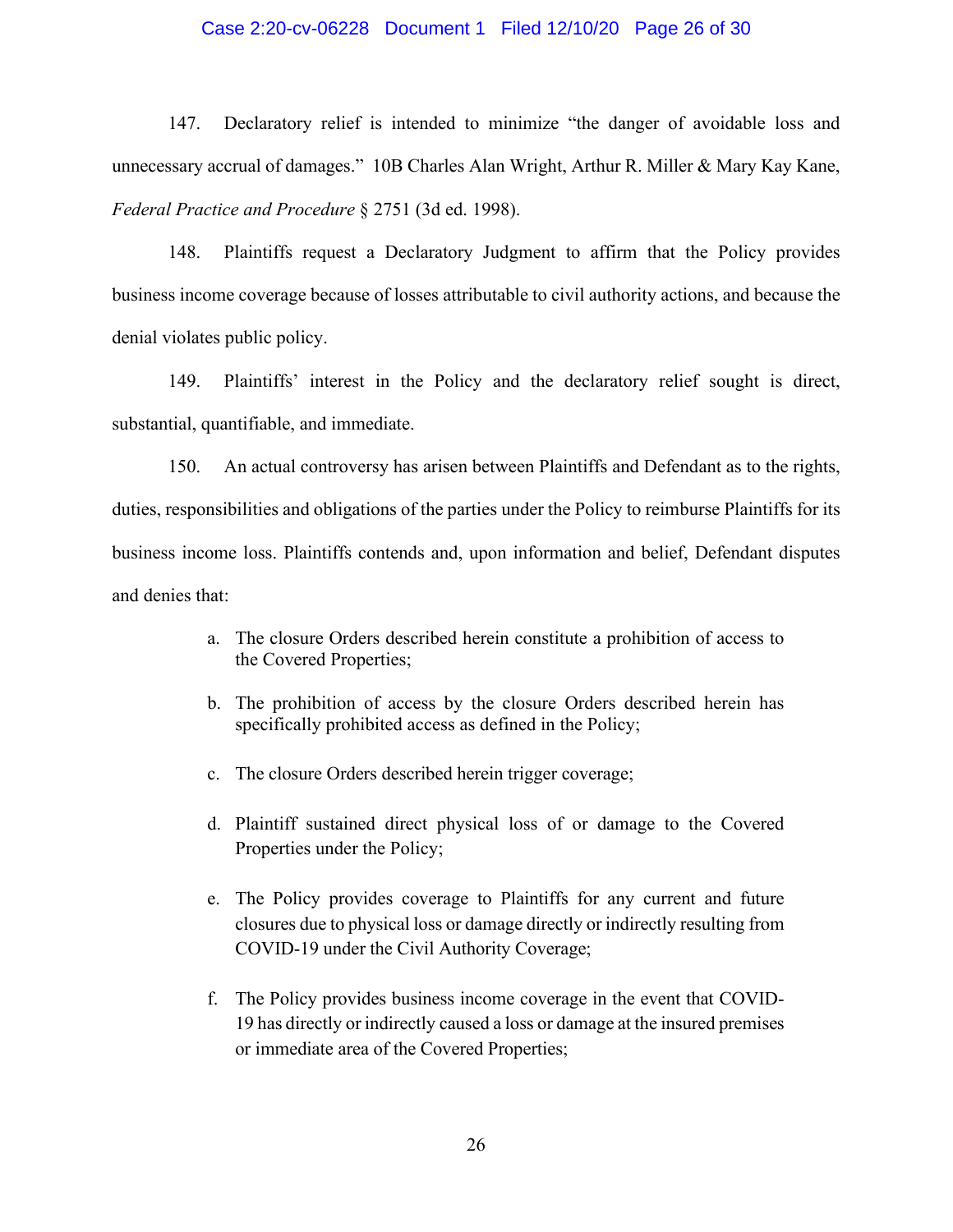147. Declaratory relief is intended to minimize "the danger of avoidable loss and unnecessary accrual of damages." 10B Charles Alan Wright, Arthur R. Miller & Mary Kay Kane, *Federal Practice and Procedure* § 2751 (3d ed. 1998).

148. Plaintiffs request a Declaratory Judgment to affirm that the Policy provides business income coverage because of losses attributable to civil authority actions, and because the denial violates public policy.

149. Plaintiffs' interest in the Policy and the declaratory relief sought is direct, substantial, quantifiable, and immediate.

150. An actual controversy has arisen between Plaintiffs and Defendant as to the rights, duties, responsibilities and obligations of the parties under the Policy to reimburse Plaintiffs for its business income loss. Plaintiffs contends and, upon information and belief, Defendant disputes and denies that:

a. The closure Orders described herein constitute a prohibition of access to the Covered Properties;

b. The prohibition of access by the closure Orders described herein has specifically prohibited access as defined in the Policy;

c. The closure Orders described herein trigger coverage;

d. Plaintiff sustained direct physical loss of or damage to the Covered Properties under the Policy;

e. The Policy provides coverage to Plaintiffs for any current and future closures due to physical loss or damage directly or indirectly resulting from COVID-19 under the Civil Authority Coverage;

f. The Policy provides business income coverage in the event that COVID-19 has directly or indirectly caused a loss or damage at the insured premises or immediate area of the Covered Properties;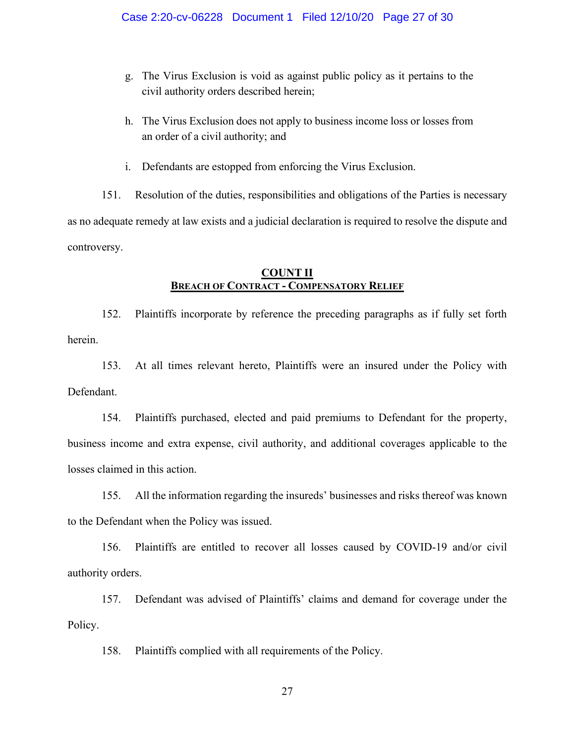g. The Virus Exclusion is void as against public policy as it pertains to the civil authority orders described herein;

h. The Virus Exclusion does not apply to business income loss or losses from an order of a civil authority; and

i. Defendants are estopped from enforcing the Virus Exclusion.

151. Resolution of the duties, responsibilities and obligations of the Parties is necessary as no adequate remedy at law exists and a judicial declaration is required to resolve the dispute and controversy.

## COUNT II
## BREACH OF CONTRACT - COMPENSATORY RELIEF

152. Plaintiffs incorporate by reference the preceding paragraphs as if fully set forth herein.

153. At all times relevant hereto, Plaintiffs were an insured under the Policy with Defendant.

154. Plaintiffs purchased, elected and paid premiums to Defendant for the property, business income and extra expense, civil authority, and additional coverages applicable to the losses claimed in this action.

155. All the information regarding the insureds' businesses and risks thereof was known to the Defendant when the Policy was issued.

156. Plaintiffs are entitled to recover all losses caused by COVID-19 and/or civil authority orders.

157. Defendant was advised of Plaintiffs' claims and demand for coverage under the Policy.

158. Plaintiffs complied with all requirements of the Policy.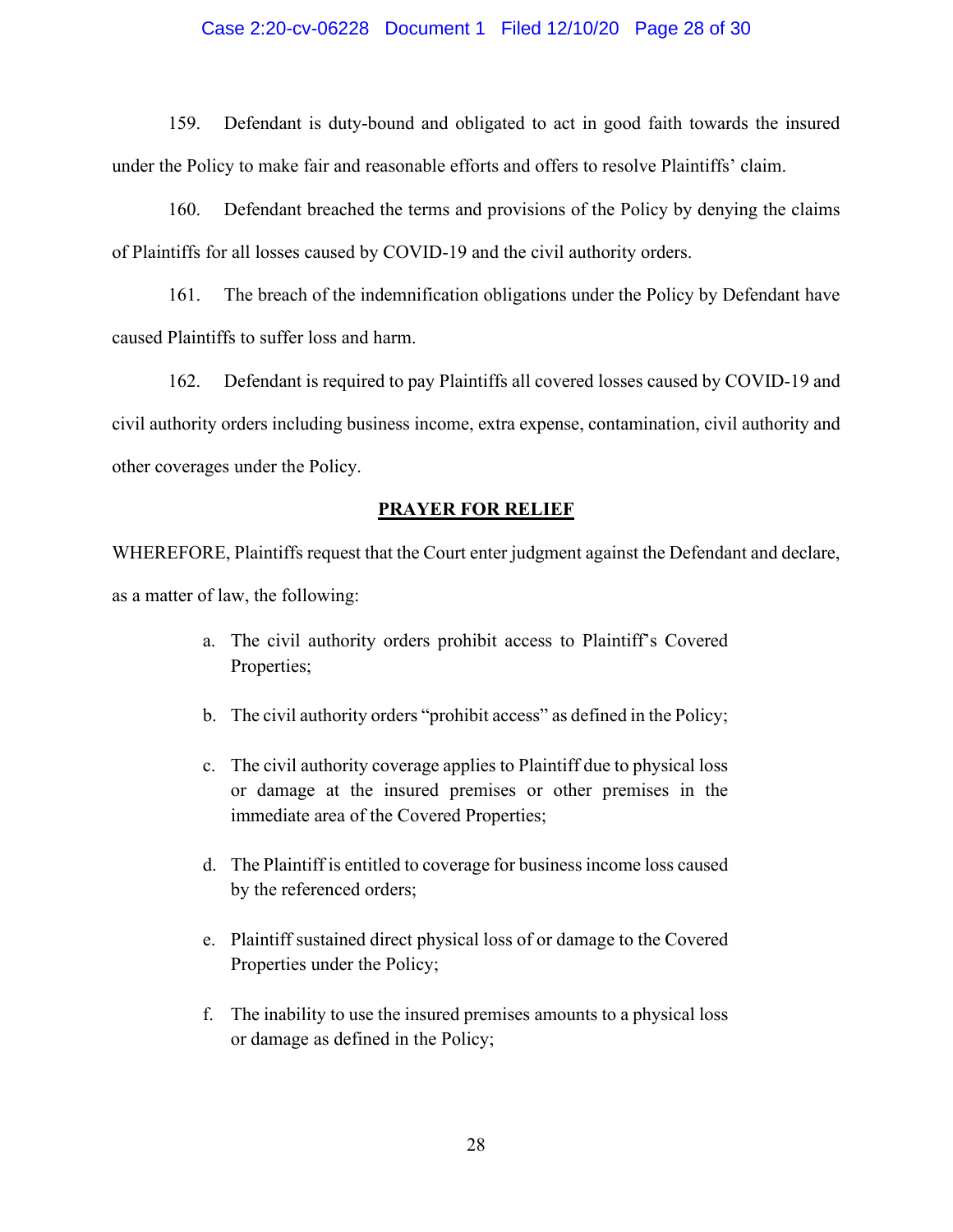159. Defendant is duty-bound and obligated to act in good faith towards the insured under the Policy to make fair and reasonable efforts and offers to resolve Plaintiffs' claim.

160. Defendant breached the terms and provisions of the Policy by denying the claims of Plaintiffs for all losses caused by COVID-19 and the civil authority orders.

161. The breach of the indemnification obligations under the Policy by Defendant have caused Plaintiffs to suffer loss and harm.

162. Defendant is required to pay Plaintiffs all covered losses caused by COVID-19 and civil authority orders including business income, extra expense, contamination, civil authority and other coverages under the Policy.

## PRAYER FOR RELIEF

WHEREFORE, Plaintiffs request that the Court enter judgment against the Defendant and declare, as a matter of law, the following:

a. The civil authority orders prohibit access to Plaintiff's Covered Properties;

b. The civil authority orders "prohibit access" as defined in the Policy;

c. The civil authority coverage applies to Plaintiff due to physical loss or damage at the insured premises or other premises in the immediate area of the Covered Properties;

d. The Plaintiff is entitled to coverage for business income loss caused by the referenced orders;

e. Plaintiff sustained direct physical loss of or damage to the Covered Properties under the Policy;

f. The inability to use the insured premises amounts to a physical loss or damage as defined in the Policy;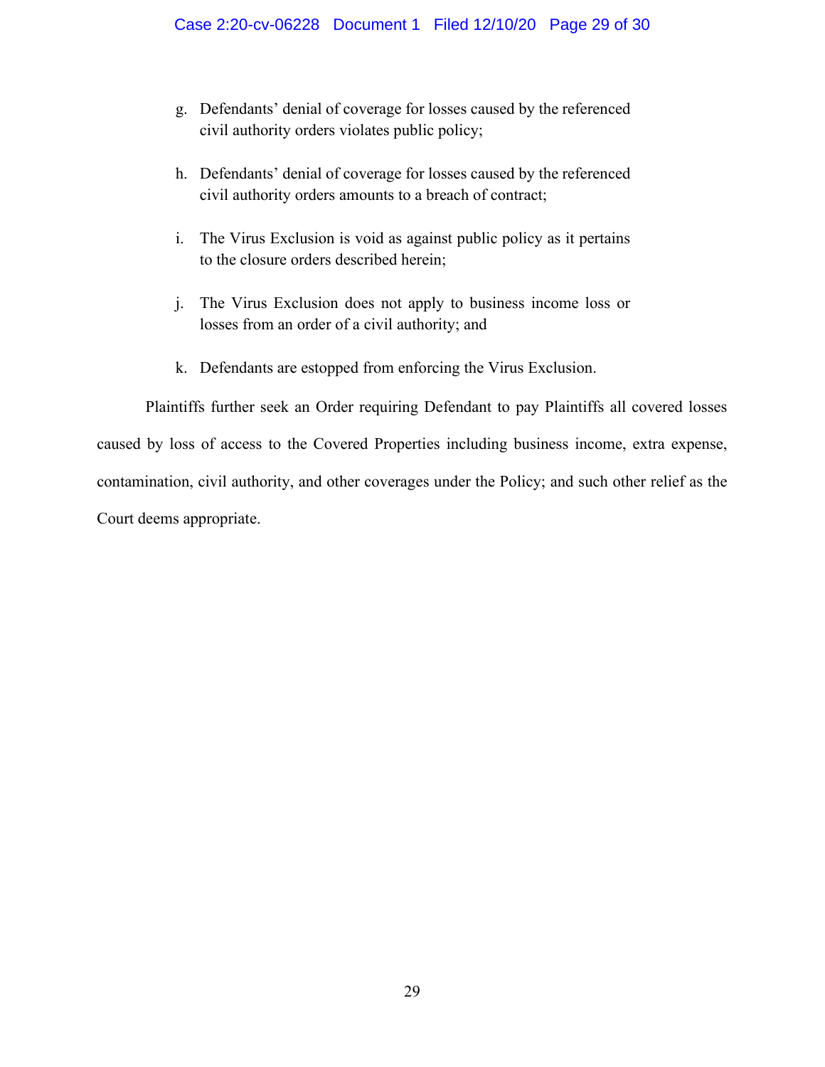g. Defendants' denial of coverage for losses caused by the referenced civil authority orders violates public policy;

h. Defendants' denial of coverage for losses caused by the referenced civil authority orders amounts to a breach of contract;

i. The Virus Exclusion is void as against public policy as it pertains to the closure orders described herein;

j. The Virus Exclusion does not apply to business income loss or losses from an order of a civil authority; and

k. Defendants are estopped from enforcing the Virus Exclusion.

Plaintiffs further seek an Order requiring Defendant to pay Plaintiffs all covered losses caused by loss of access to the Covered Properties including business income, extra expense, contamination, civil authority, and other coverages under the Policy; and such other relief as the Court deems appropriate.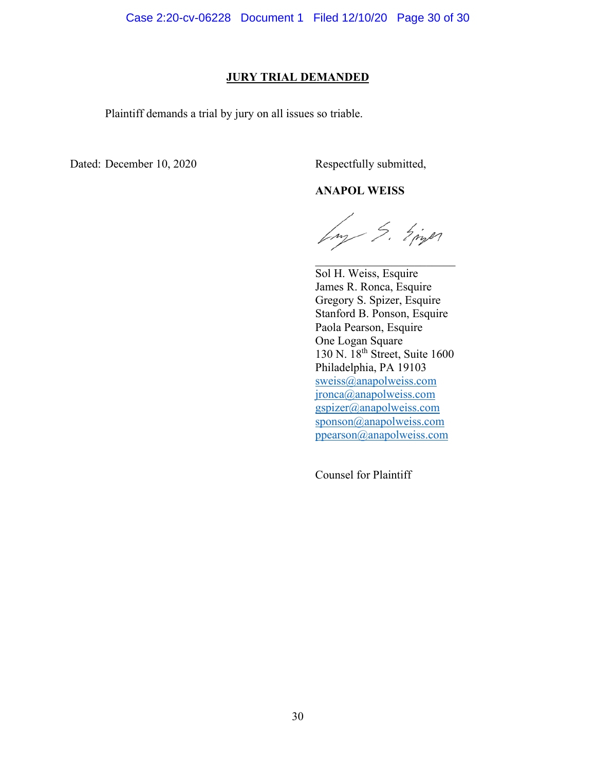**JURY TRIAL DEMANDED**

Plaintiff demands a trial by jury on all issues so triable.

Dated: December 10, 2020

Respectfully submitted,

**ANAPOL WEISS**

\_\_\_\_\_\_\_\_\_\_\_\_\_\_\_\_\_\_\_\_\_\_\_\_\_

Sol H. Weiss, Esquire
James R. Ronca, Esquire
Gregory S. Spizer, Esquire
Stanford B. Ponson, Esquire
Paola Pearson, Esquire
One Logan Square
130 N. 18th Street, Suite 1600
Philadelphia, PA 19103
sweiss@anapolweiss.com
jronca@anapolweiss.com
gspizer@anapolweiss.com
sponson@anapolweiss.com
ppearson@anapolweiss.com

Counsel for Plaintiff